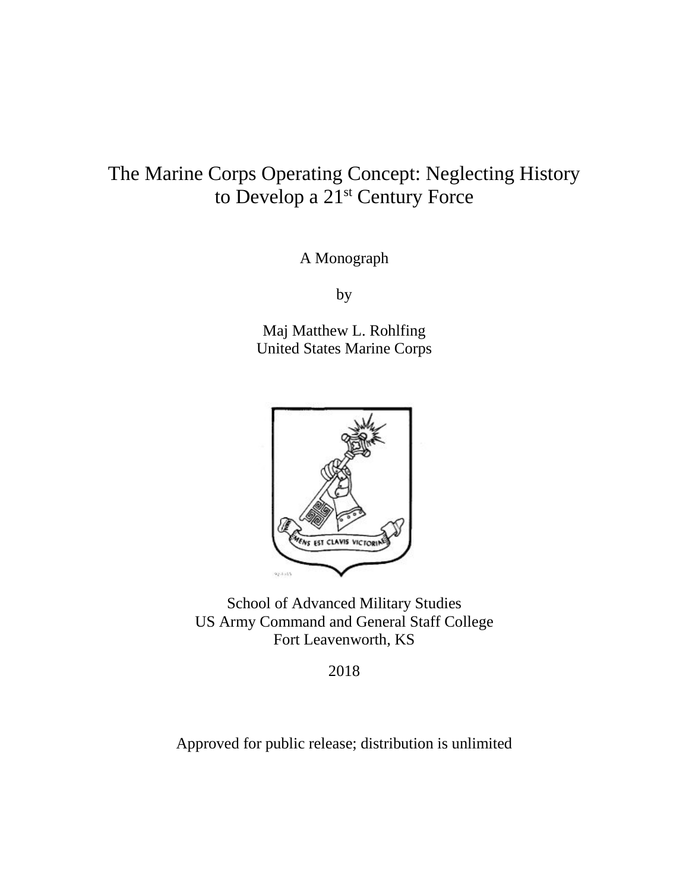# The Marine Corps Operating Concept: Neglecting History to Develop a 21st Century Force

A Monograph

by

Maj Matthew L. Rohlfing
United States Marine Corps

School of Advanced Military Studies
US Army Command and General Staff College
Fort Leavenworth, KS

2018

Approved for public release; distribution is unlimited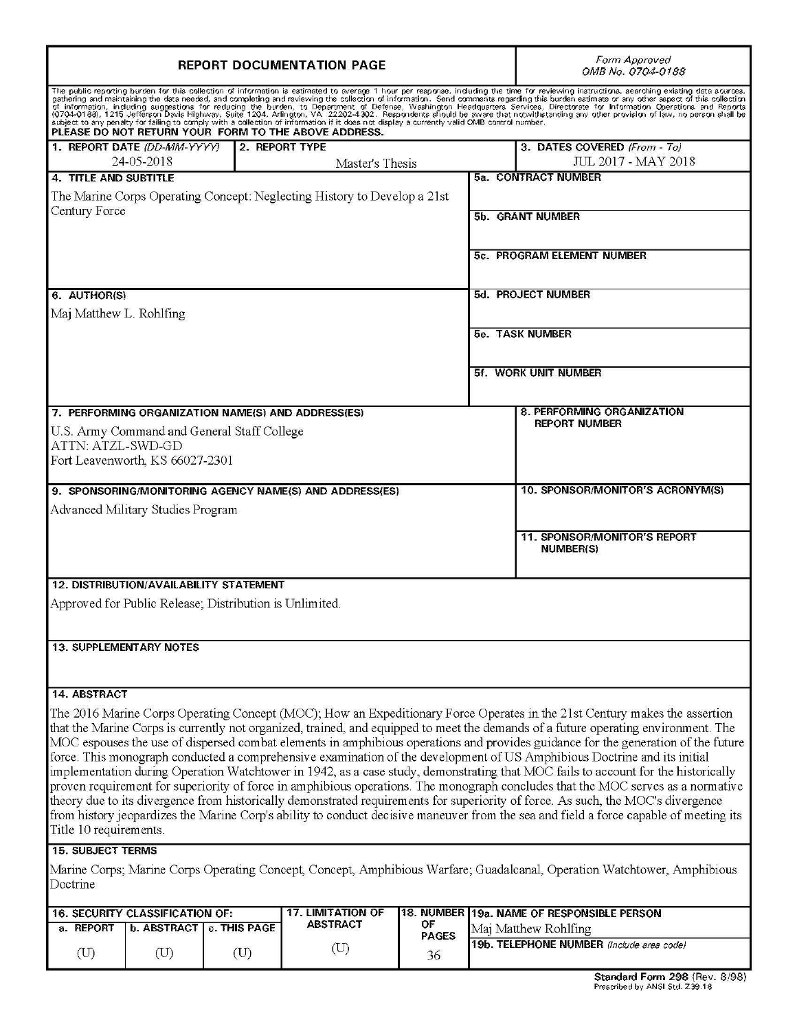# REPORT DOCUMENTATION PAGE

*Form Approved*
*OMB No. 0704-0188*

The public reporting burden for this collection of information is estimated to average 1 hour per response, including the time for reviewing instructions, searching existing data sources, gathering and maintaining the data needed, and completing and reviewing the collection of information. Send comments regarding this burden estimate or any other aspect of this collection of information, including suggestions for reducing the burden, to Department of Defense, Washington Headquarters Services, Directorate for Information Operations and Reports (0704-0188), 1215 Jefferson Davis Highway, Suite 1204, Arlington, VA 22202-4302. Respondents should be aware that notwithstanding any other provision of law, no person shall be subject to any penalty for failing to comply with a collection of information if it does not display a currently valid OMB control number.

**PLEASE DO NOT RETURN YOUR FORM TO THE ABOVE ADDRESS.**

| 1. REPORT DATE *(DD-MM-YYYY)* | 2. REPORT TYPE | 3. DATES COVERED *(From - To)* |
|---|---|---|
| 24-05-2018 | Master's Thesis | JUL 2017 - MAY 2018 |

**4. TITLE AND SUBTITLE**

The Marine Corps Operating Concept: Neglecting History to Develop a 21st Century Force

**5a. CONTRACT NUMBER**

**5b. GRANT NUMBER**

**5c. PROGRAM ELEMENT NUMBER**

**6. AUTHOR(S)**

Maj Matthew L. Rohlfing

**5d. PROJECT NUMBER**

**5e. TASK NUMBER**

**5f. WORK UNIT NUMBER**

**7. PERFORMING ORGANIZATION NAME(S) AND ADDRESS(ES)**

U.S. Army Command and General Staff College
ATTN: ATZL-SWD-GD
Fort Leavenworth, KS 66027-2301

**8. PERFORMING ORGANIZATION REPORT NUMBER**

**9. SPONSORING/MONITORING AGENCY NAME(S) AND ADDRESS(ES)**

Advanced Military Studies Program

**10. SPONSOR/MONITOR'S ACRONYM(S)**

**11. SPONSOR/MONITOR'S REPORT NUMBER(S)**

**12. DISTRIBUTION/AVAILABILITY STATEMENT**

Approved for Public Release; Distribution is Unlimited.

**13. SUPPLEMENTARY NOTES**

**14. ABSTRACT**

The 2016 Marine Corps Operating Concept (MOC); How an Expeditionary Force Operates in the 21st Century makes the assertion that the Marine Corps is currently not organized, trained, and equipped to meet the demands of a future operating environment. The MOC espouses the use of dispersed combat elements in amphibious operations and provides guidance for the generation of the future force. This monograph conducted a comprehensive examination of the development of US Amphibious Doctrine and its initial implementation during Operation Watchtower in 1942, as a case study, demonstrating that MOC fails to account for the historically proven requirement for superiority of force in amphibious operations. The monograph concludes that the MOC serves as a normative theory due to its divergence from historically demonstrated requirements for superiority of force. As such, the MOC's divergence from history jeopardizes the Marine Corp's ability to conduct decisive maneuver from the sea and field a force capable of meeting its Title 10 requirements.

**15. SUBJECT TERMS**

Marine Corps; Marine Corps Operating Concept, Concept, Amphibious Warfare; Guadalcanal, Operation Watchtower, Amphibious Doctrine

| 16. SECURITY CLASSIFICATION OF: | | | 17. LIMITATION OF ABSTRACT | 18. NUMBER OF PAGES | 19a. NAME OF RESPONSIBLE PERSON |
|---|---|---|---|---|---|
| a. REPORT | b. ABSTRACT | c. THIS PAGE | | | Maj Matthew Rohlfing |
| (U) | (U) | (U) | (U) | 36 | 19b. TELEPHONE NUMBER *(Include area code)* |

**Standard Form 298** (Rev. 8/98)
Prescribed by ANSI Std. Z39.18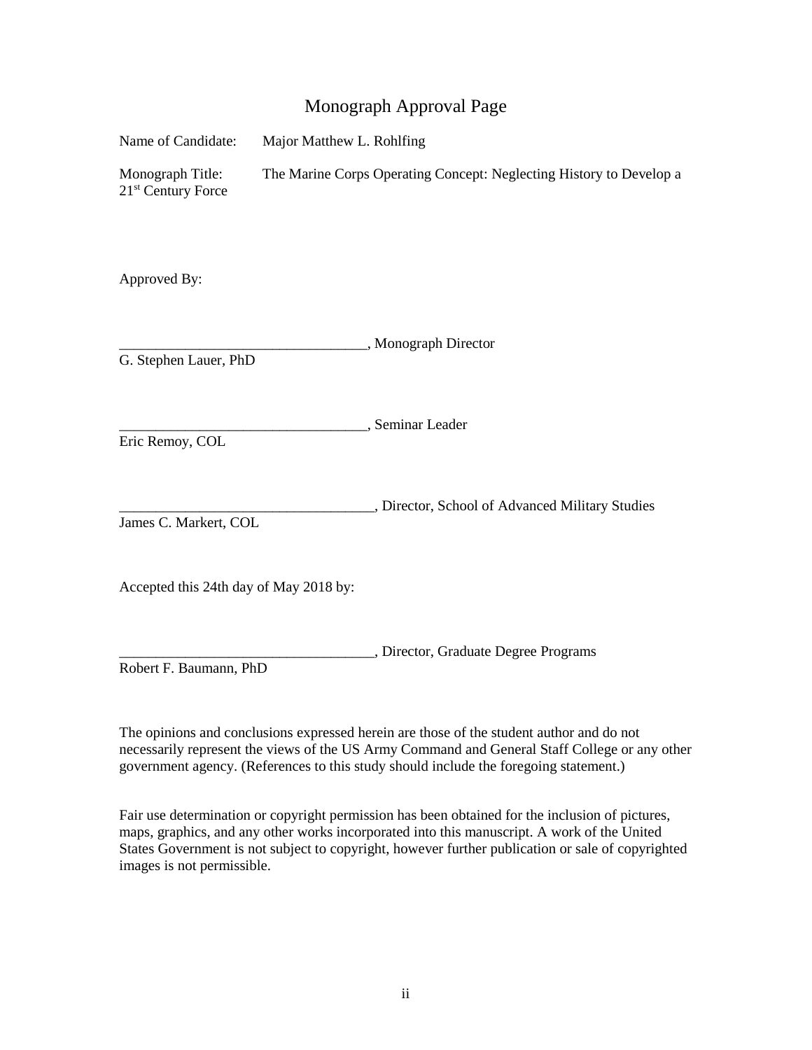# Monograph Approval Page

Name of Candidate: Major Matthew L. Rohlfing

Monograph Title: The Marine Corps Operating Concept: Neglecting History to Develop a 21st Century Force

Approved By:

__________________________________, Monograph Director
G. Stephen Lauer, PhD

__________________________________, Seminar Leader
Eric Remoy, COL

___________________________________, Director, School of Advanced Military Studies
James C. Markert, COL

Accepted this 24th day of May 2018 by:

___________________________________, Director, Graduate Degree Programs
Robert F. Baumann, PhD

The opinions and conclusions expressed herein are those of the student author and do not necessarily represent the views of the US Army Command and General Staff College or any other government agency. (References to this study should include the foregoing statement.)

Fair use determination or copyright permission has been obtained for the inclusion of pictures, maps, graphics, and any other works incorporated into this manuscript. A work of the United States Government is not subject to copyright, however further publication or sale of copyrighted images is not permissible.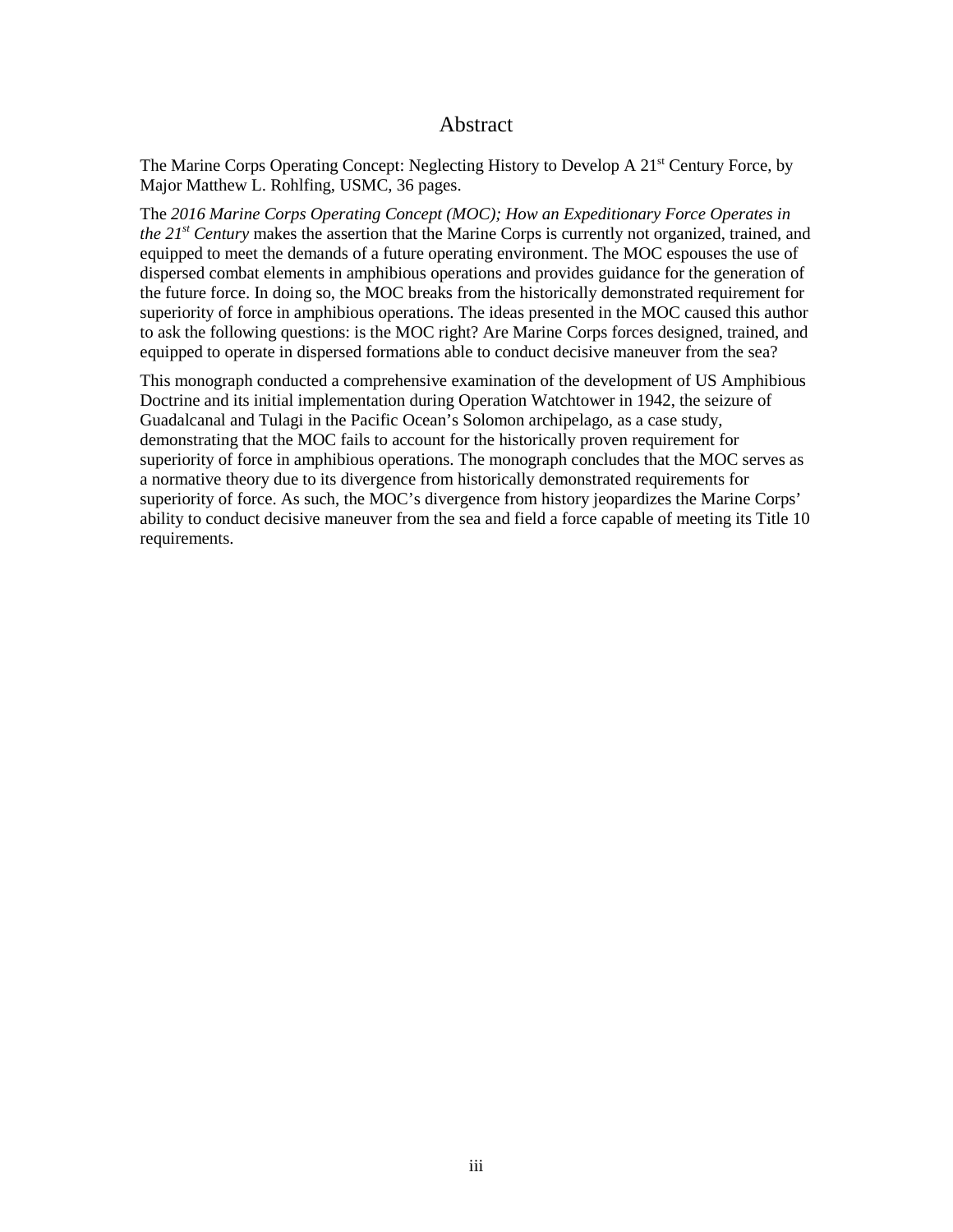# Abstract

The Marine Corps Operating Concept: Neglecting History to Develop A 21st Century Force, by Major Matthew L. Rohlfing, USMC, 36 pages.

The *2016 Marine Corps Operating Concept (MOC); How an Expeditionary Force Operates in the 21st Century* makes the assertion that the Marine Corps is currently not organized, trained, and equipped to meet the demands of a future operating environment. The MOC espouses the use of dispersed combat elements in amphibious operations and provides guidance for the generation of the future force. In doing so, the MOC breaks from the historically demonstrated requirement for superiority of force in amphibious operations. The ideas presented in the MOC caused this author to ask the following questions: is the MOC right? Are Marine Corps forces designed, trained, and equipped to operate in dispersed formations able to conduct decisive maneuver from the sea?

This monograph conducted a comprehensive examination of the development of US Amphibious Doctrine and its initial implementation during Operation Watchtower in 1942, the seizure of Guadalcanal and Tulagi in the Pacific Ocean's Solomon archipelago, as a case study, demonstrating that the MOC fails to account for the historically proven requirement for superiority of force in amphibious operations. The monograph concludes that the MOC serves as a normative theory due to its divergence from historically demonstrated requirements for superiority of force. As such, the MOC's divergence from history jeopardizes the Marine Corps' ability to conduct decisive maneuver from the sea and field a force capable of meeting its Title 10 requirements.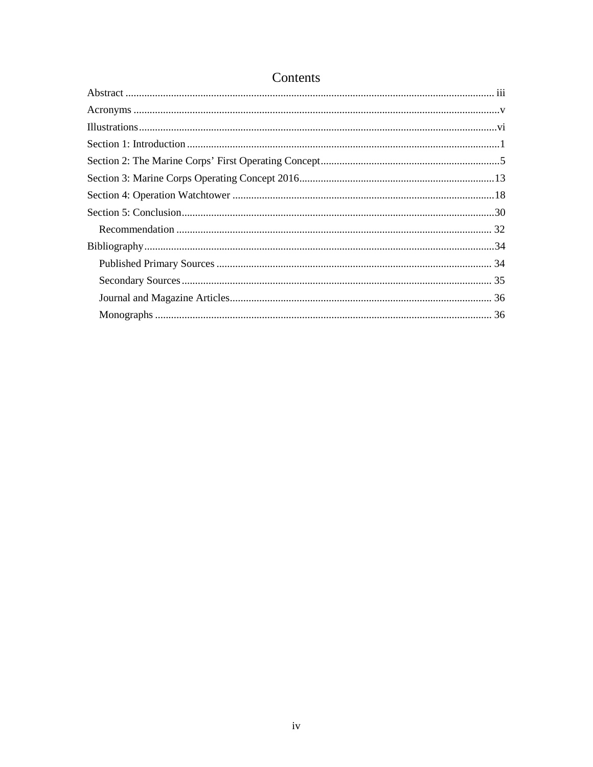# Contents

Abstract ........................................................................................................................................ iii

Acronyms ........................................................................................................................................v

Illustrations.....................................................................................................................................vi

Section 1: Introduction ....................................................................................................................1

Section 2: The Marine Corps' First Operating Concept...................................................................5

Section 3: Marine Corps Operating Concept 2016.........................................................................13

Section 4: Operation Watchtower ..................................................................................................18

Section 5: Conclusion.....................................................................................................................30

&nbsp;&nbsp;&nbsp;&nbsp;Recommendation ..................................................................................................................... 32

Bibliography...................................................................................................................................34

&nbsp;&nbsp;&nbsp;&nbsp;Published Primary Sources ...................................................................................................... 34

&nbsp;&nbsp;&nbsp;&nbsp;Secondary Sources ................................................................................................................... 35

&nbsp;&nbsp;&nbsp;&nbsp;Journal and Magazine Articles................................................................................................. 36

&nbsp;&nbsp;&nbsp;&nbsp;Monographs ............................................................................................................................. 36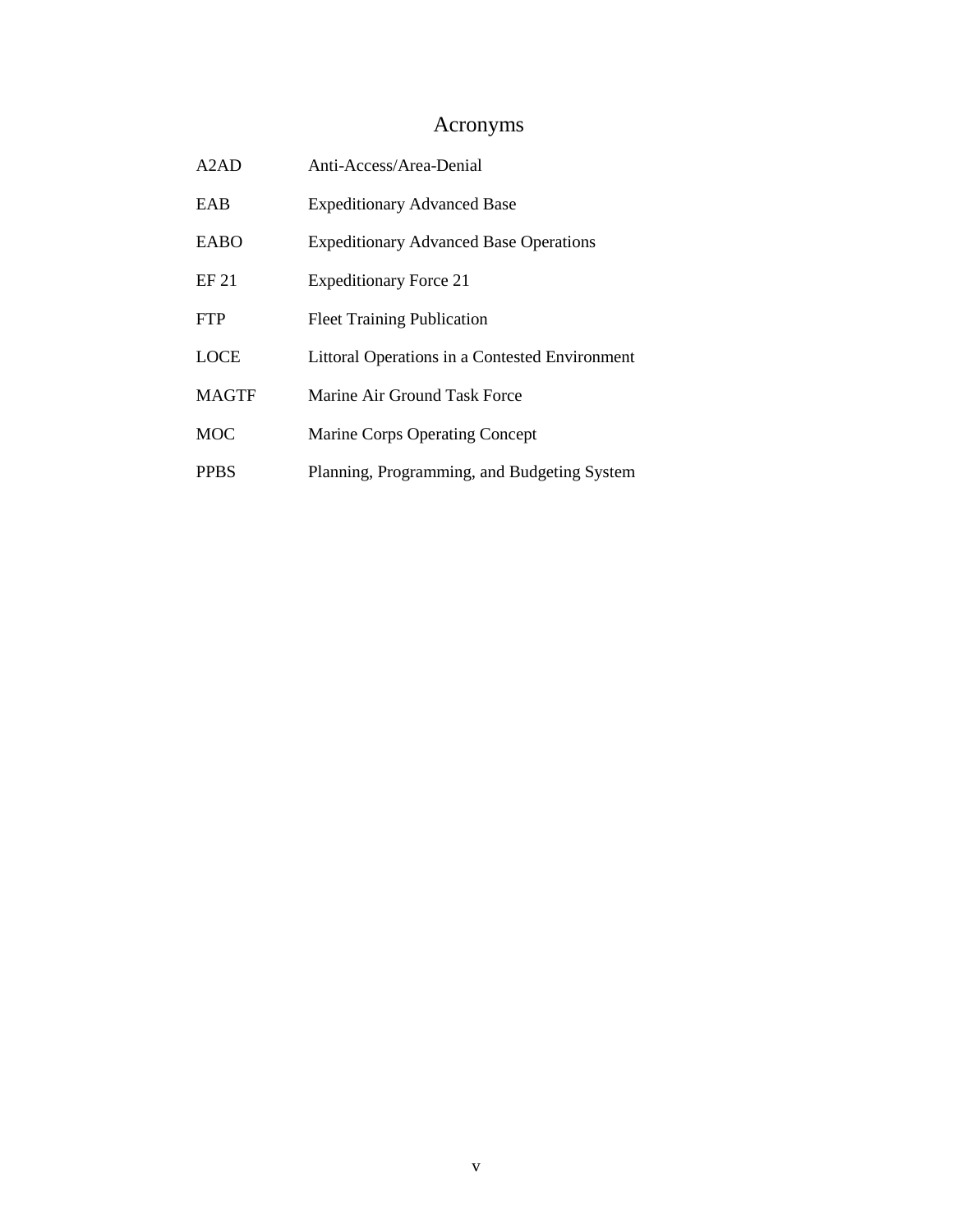# Acronyms

| | |
|---|---|
| A2AD | Anti-Access/Area-Denial |
| EAB | Expeditionary Advanced Base |
| EABO | Expeditionary Advanced Base Operations |
| EF 21 | Expeditionary Force 21 |
| FTP | Fleet Training Publication |
| LOCE | Littoral Operations in a Contested Environment |
| MAGTF | Marine Air Ground Task Force |
| MOC | Marine Corps Operating Concept |
| PPBS | Planning, Programming, and Budgeting System |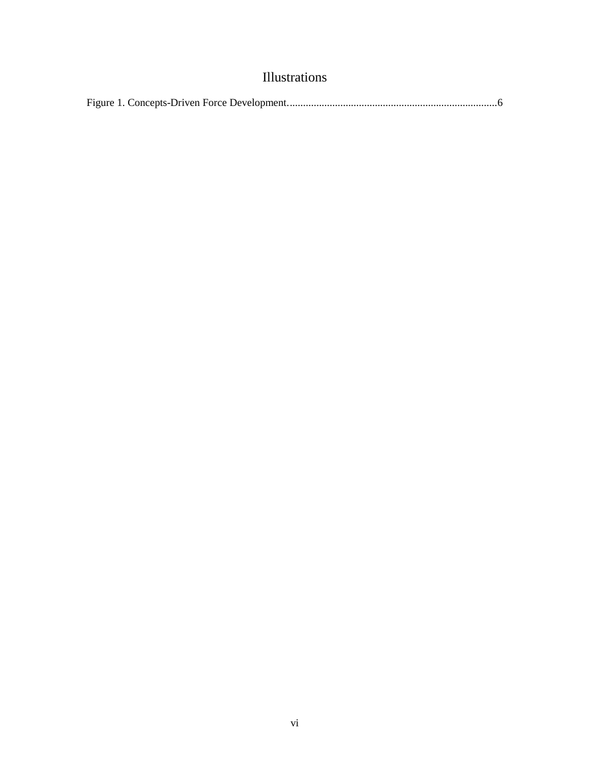# Illustrations

Figure 1. Concepts-Driven Force Development..............................................................................6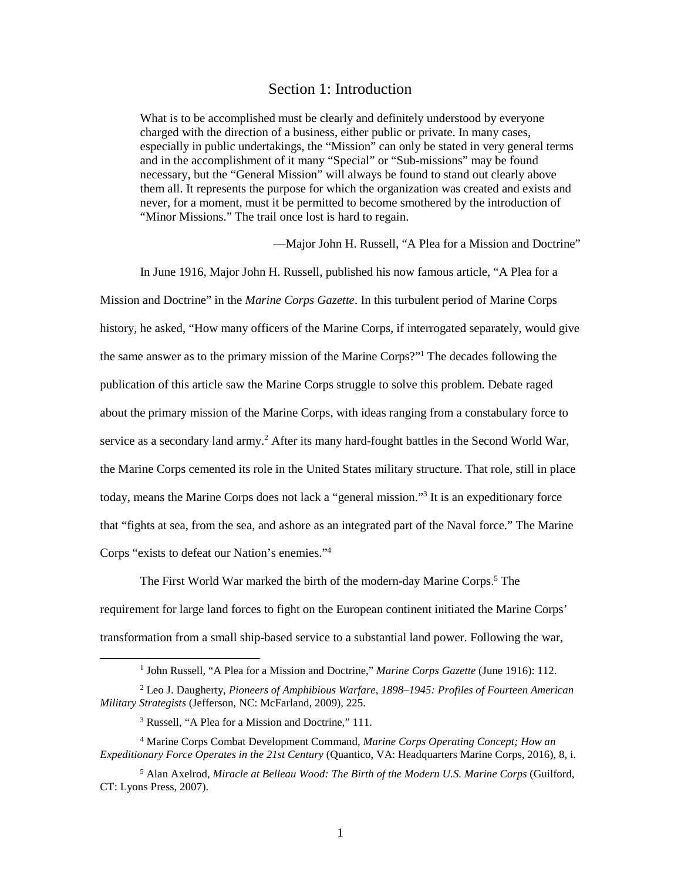# Section 1: Introduction

> What is to be accomplished must be clearly and definitely understood by everyone charged with the direction of a business, either public or private. In many cases, especially in public undertakings, the "Mission" can only be stated in very general terms and in the accomplishment of it many "Special" or "Sub-missions" may be found necessary, but the "General Mission" will always be found to stand out clearly above them all. It represents the purpose for which the organization was created and exists and never, for a moment, must it be permitted to become smothered by the introduction of "Minor Missions." The trail once lost is hard to regain.
>
> —Major John H. Russell, "A Plea for a Mission and Doctrine"

In June 1916, Major John H. Russell, published his now famous article, "A Plea for a Mission and Doctrine" in the *Marine Corps Gazette*. In this turbulent period of Marine Corps history, he asked, "How many officers of the Marine Corps, if interrogated separately, would give the same answer as to the primary mission of the Marine Corps?"[1] The decades following the publication of this article saw the Marine Corps struggle to solve this problem. Debate raged about the primary mission of the Marine Corps, with ideas ranging from a constabulary force to service as a secondary land army.[2] After its many hard-fought battles in the Second World War, the Marine Corps cemented its role in the United States military structure. That role, still in place today, means the Marine Corps does not lack a "general mission."[3] It is an expeditionary force that "fights at sea, from the sea, and ashore as an integrated part of the Naval force." The Marine Corps "exists to defeat our Nation's enemies."[4]

The First World War marked the birth of the modern-day Marine Corps.[5] The requirement for large land forces to fight on the European continent initiated the Marine Corps' transformation from a small ship-based service to a substantial land power. Following the war,

---

[1] John Russell, "A Plea for a Mission and Doctrine," *Marine Corps Gazette* (June 1916): 112.

[2] Leo J. Daugherty, *Pioneers of Amphibious Warfare, 1898–1945: Profiles of Fourteen American Military Strategists* (Jefferson, NC: McFarland, 2009), 225.

[3] Russell, "A Plea for a Mission and Doctrine," 111.

[4] Marine Corps Combat Development Command, *Marine Corps Operating Concept; How an Expeditionary Force Operates in the 21st Century* (Quantico, VA: Headquarters Marine Corps, 2016), 8, i.

[5] Alan Axelrod, *Miracle at Belleau Wood: The Birth of the Modern U.S. Marine Corps* (Guilford, CT: Lyons Press, 2007).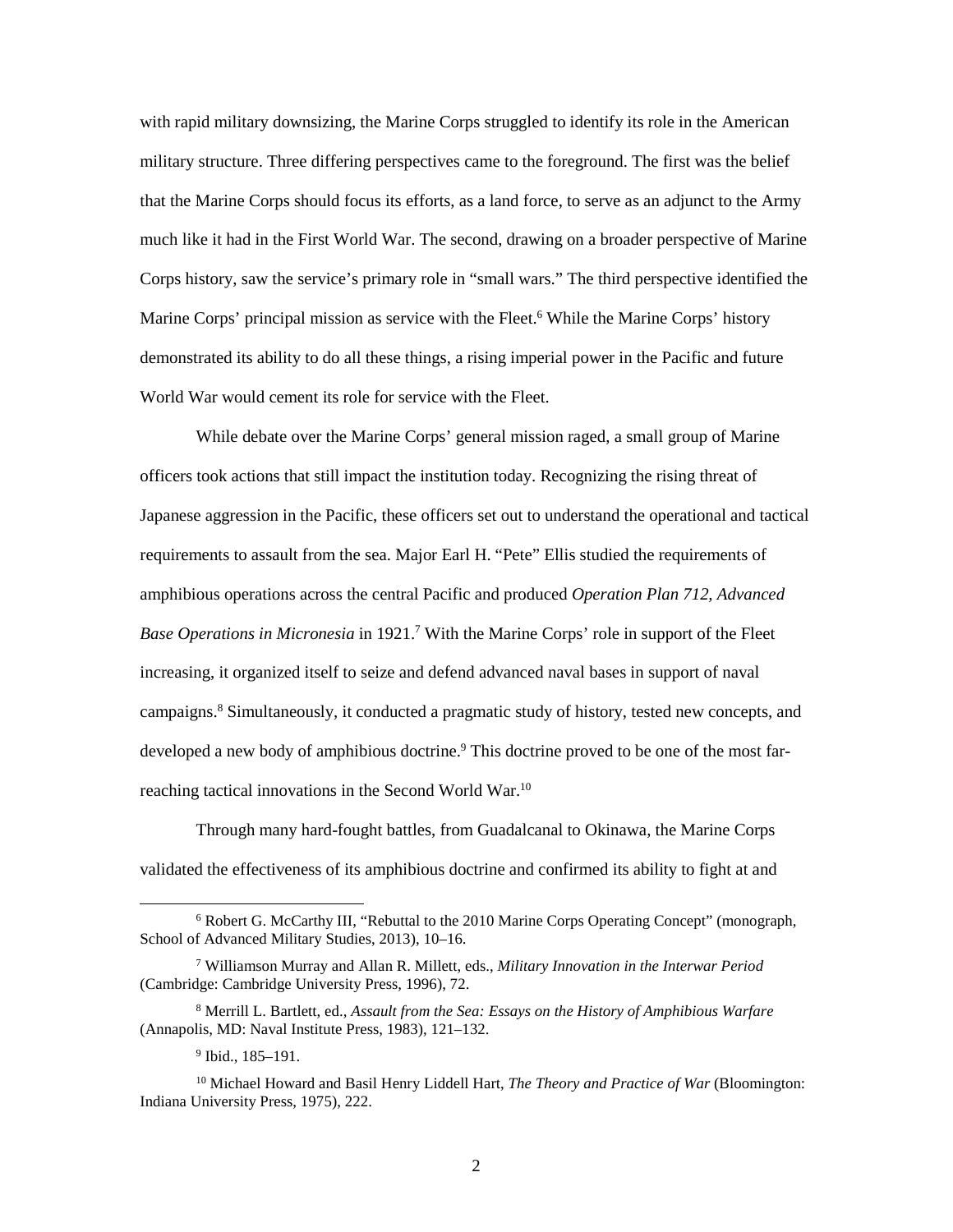with rapid military downsizing, the Marine Corps struggled to identify its role in the American military structure. Three differing perspectives came to the foreground. The first was the belief that the Marine Corps should focus its efforts, as a land force, to serve as an adjunct to the Army much like it had in the First World War. The second, drawing on a broader perspective of Marine Corps history, saw the service's primary role in "small wars." The third perspective identified the Marine Corps' principal mission as service with the Fleet.[6] While the Marine Corps' history demonstrated its ability to do all these things, a rising imperial power in the Pacific and future World War would cement its role for service with the Fleet.

While debate over the Marine Corps' general mission raged, a small group of Marine officers took actions that still impact the institution today. Recognizing the rising threat of Japanese aggression in the Pacific, these officers set out to understand the operational and tactical requirements to assault from the sea. Major Earl H. "Pete" Ellis studied the requirements of amphibious operations across the central Pacific and produced *Operation Plan 712, Advanced Base Operations in Micronesia* in 1921.[7] With the Marine Corps' role in support of the Fleet increasing, it organized itself to seize and defend advanced naval bases in support of naval campaigns.[8] Simultaneously, it conducted a pragmatic study of history, tested new concepts, and developed a new body of amphibious doctrine.[9] This doctrine proved to be one of the most far-reaching tactical innovations in the Second World War.[10]

Through many hard-fought battles, from Guadalcanal to Okinawa, the Marine Corps validated the effectiveness of its amphibious doctrine and confirmed its ability to fight at and

---

[6] Robert G. McCarthy III, "Rebuttal to the 2010 Marine Corps Operating Concept" (monograph, School of Advanced Military Studies, 2013), 10–16.

[7] Williamson Murray and Allan R. Millett, eds., *Military Innovation in the Interwar Period* (Cambridge: Cambridge University Press, 1996), 72.

[8] Merrill L. Bartlett, ed., *Assault from the Sea: Essays on the History of Amphibious Warfare* (Annapolis, MD: Naval Institute Press, 1983), 121–132.

[9] Ibid., 185–191.

[10] Michael Howard and Basil Henry Liddell Hart, *The Theory and Practice of War* (Bloomington: Indiana University Press, 1975), 222.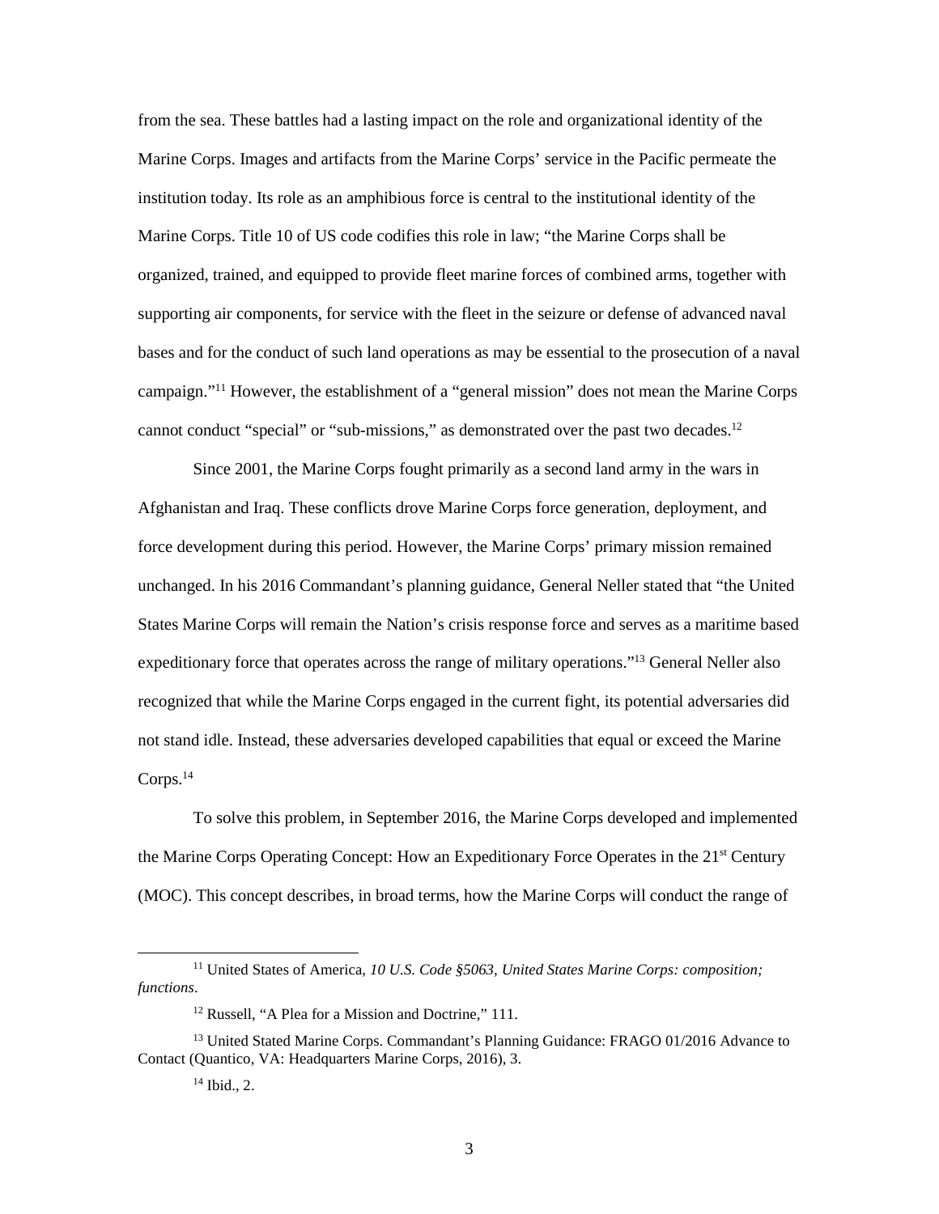from the sea. These battles had a lasting impact on the role and organizational identity of the Marine Corps. Images and artifacts from the Marine Corps' service in the Pacific permeate the institution today. Its role as an amphibious force is central to the institutional identity of the Marine Corps. Title 10 of US code codifies this role in law; "the Marine Corps shall be organized, trained, and equipped to provide fleet marine forces of combined arms, together with supporting air components, for service with the fleet in the seizure or defense of advanced naval bases and for the conduct of such land operations as may be essential to the prosecution of a naval campaign."[11] However, the establishment of a "general mission" does not mean the Marine Corps cannot conduct "special" or "sub-missions," as demonstrated over the past two decades.[12]

Since 2001, the Marine Corps fought primarily as a second land army in the wars in Afghanistan and Iraq. These conflicts drove Marine Corps force generation, deployment, and force development during this period. However, the Marine Corps' primary mission remained unchanged. In his 2016 Commandant's planning guidance, General Neller stated that "the United States Marine Corps will remain the Nation's crisis response force and serves as a maritime based expeditionary force that operates across the range of military operations."[13] General Neller also recognized that while the Marine Corps engaged in the current fight, its potential adversaries did not stand idle. Instead, these adversaries developed capabilities that equal or exceed the Marine Corps.[14]

To solve this problem, in September 2016, the Marine Corps developed and implemented the Marine Corps Operating Concept: How an Expeditionary Force Operates in the 21st Century (MOC). This concept describes, in broad terms, how the Marine Corps will conduct the range of

---

[11] United States of America, *10 U.S. Code §5063, United States Marine Corps: composition; functions*.

[12] Russell, "A Plea for a Mission and Doctrine," 111.

[13] United Stated Marine Corps. Commandant's Planning Guidance: FRAGO 01/2016 Advance to Contact (Quantico, VA: Headquarters Marine Corps, 2016), 3.

[14] Ibid., 2.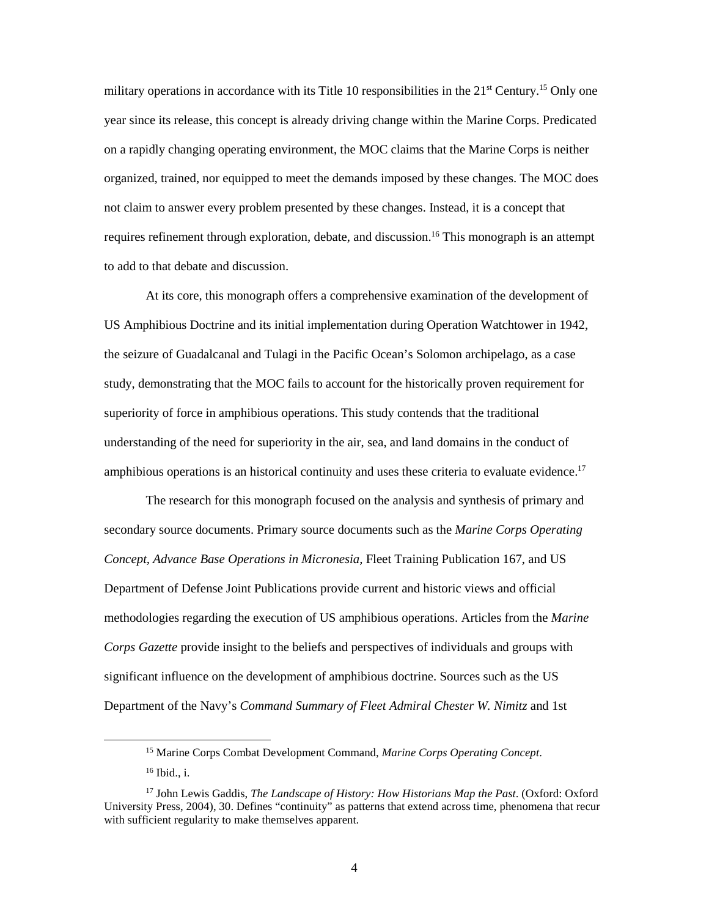military operations in accordance with its Title 10 responsibilities in the 21st Century.[15] Only one year since its release, this concept is already driving change within the Marine Corps. Predicated on a rapidly changing operating environment, the MOC claims that the Marine Corps is neither organized, trained, nor equipped to meet the demands imposed by these changes. The MOC does not claim to answer every problem presented by these changes. Instead, it is a concept that requires refinement through exploration, debate, and discussion.[16] This monograph is an attempt to add to that debate and discussion.

At its core, this monograph offers a comprehensive examination of the development of US Amphibious Doctrine and its initial implementation during Operation Watchtower in 1942, the seizure of Guadalcanal and Tulagi in the Pacific Ocean's Solomon archipelago, as a case study, demonstrating that the MOC fails to account for the historically proven requirement for superiority of force in amphibious operations. This study contends that the traditional understanding of the need for superiority in the air, sea, and land domains in the conduct of amphibious operations is an historical continuity and uses these criteria to evaluate evidence.[17]

The research for this monograph focused on the analysis and synthesis of primary and secondary source documents. Primary source documents such as the *Marine Corps Operating Concept*, *Advance Base Operations in Micronesia*, Fleet Training Publication 167, and US Department of Defense Joint Publications provide current and historic views and official methodologies regarding the execution of US amphibious operations. Articles from the *Marine Corps Gazette* provide insight to the beliefs and perspectives of individuals and groups with significant influence on the development of amphibious doctrine. Sources such as the US Department of the Navy's *Command Summary of Fleet Admiral Chester W. Nimitz* and 1st

---

[15] Marine Corps Combat Development Command, *Marine Corps Operating Concept*.

[16] Ibid., i.

[17] John Lewis Gaddis, *The Landscape of History: How Historians Map the Past.* (Oxford: Oxford University Press, 2004), 30. Defines "continuity" as patterns that extend across time, phenomena that recur with sufficient regularity to make themselves apparent.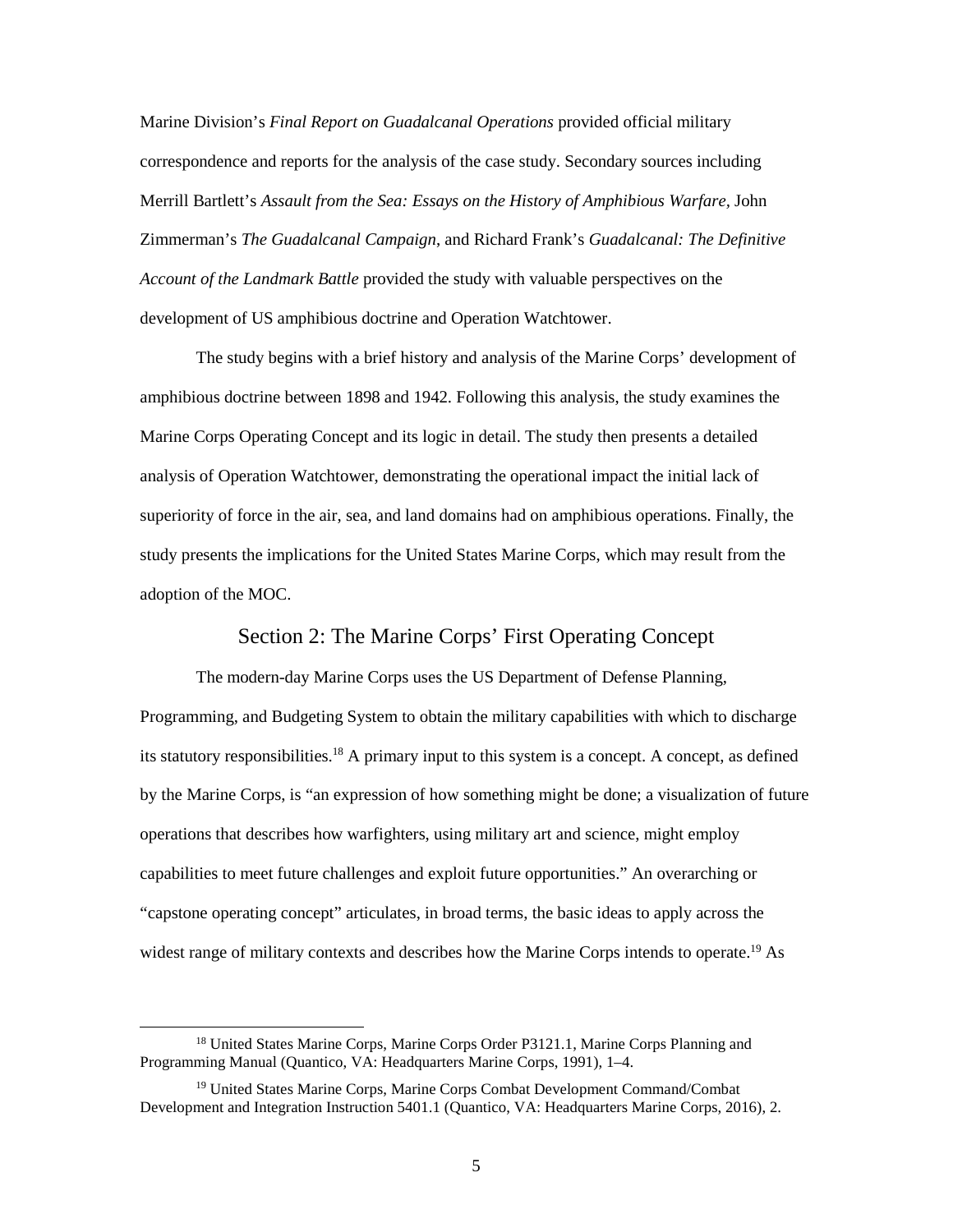Marine Division's *Final Report on Guadalcanal Operations* provided official military correspondence and reports for the analysis of the case study. Secondary sources including Merrill Bartlett's *Assault from the Sea: Essays on the History of Amphibious Warfare*, John Zimmerman's *The Guadalcanal Campaign*, and Richard Frank's *Guadalcanal: The Definitive Account of the Landmark Battle* provided the study with valuable perspectives on the development of US amphibious doctrine and Operation Watchtower.

The study begins with a brief history and analysis of the Marine Corps' development of amphibious doctrine between 1898 and 1942. Following this analysis, the study examines the Marine Corps Operating Concept and its logic in detail. The study then presents a detailed analysis of Operation Watchtower, demonstrating the operational impact the initial lack of superiority of force in the air, sea, and land domains had on amphibious operations. Finally, the study presents the implications for the United States Marine Corps, which may result from the adoption of the MOC.

## Section 2: The Marine Corps' First Operating Concept

The modern-day Marine Corps uses the US Department of Defense Planning, Programming, and Budgeting System to obtain the military capabilities with which to discharge its statutory responsibilities.[18] A primary input to this system is a concept. A concept, as defined by the Marine Corps, is "an expression of how something might be done; a visualization of future operations that describes how warfighters, using military art and science, might employ capabilities to meet future challenges and exploit future opportunities." An overarching or "capstone operating concept" articulates, in broad terms, the basic ideas to apply across the widest range of military contexts and describes how the Marine Corps intends to operate.[19] As

---

[18] United States Marine Corps, Marine Corps Order P3121.1, Marine Corps Planning and Programming Manual (Quantico, VA: Headquarters Marine Corps, 1991), 1–4.

[19] United States Marine Corps, Marine Corps Combat Development Command/Combat Development and Integration Instruction 5401.1 (Quantico, VA: Headquarters Marine Corps, 2016), 2.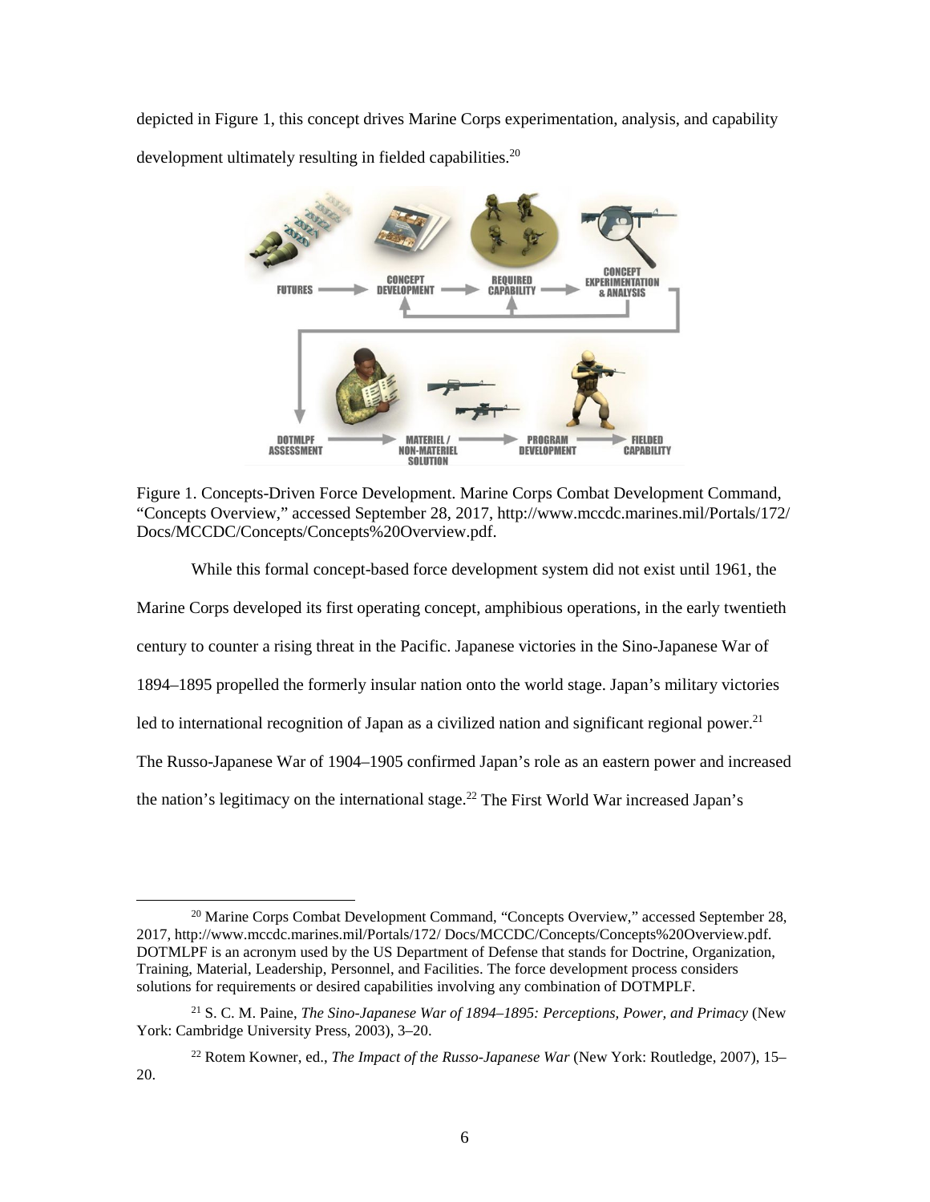depicted in Figure 1, this concept drives Marine Corps experimentation, analysis, and capability development ultimately resulting in fielded capabilities.[20]

Figure 1. Concepts-Driven Force Development. Marine Corps Combat Development Command, "Concepts Overview," accessed September 28, 2017, http://www.mccdc.marines.mil/Portals/172/Docs/MCCDC/Concepts/Concepts%20Overview.pdf.

While this formal concept-based force development system did not exist until 1961, the Marine Corps developed its first operating concept, amphibious operations, in the early twentieth century to counter a rising threat in the Pacific. Japanese victories in the Sino-Japanese War of 1894–1895 propelled the formerly insular nation onto the world stage. Japan's military victories led to international recognition of Japan as a civilized nation and significant regional power.[21] The Russo-Japanese War of 1904–1905 confirmed Japan's role as an eastern power and increased the nation's legitimacy on the international stage.[22] The First World War increased Japan's

---

[20] Marine Corps Combat Development Command, "Concepts Overview," accessed September 28, 2017, http://www.mccdc.marines.mil/Portals/172/ Docs/MCCDC/Concepts/Concepts%20Overview.pdf. DOTMLPF is an acronym used by the US Department of Defense that stands for Doctrine, Organization, Training, Material, Leadership, Personnel, and Facilities. The force development process considers solutions for requirements or desired capabilities involving any combination of DOTMPLF.

[21] S. C. M. Paine, *The Sino-Japanese War of 1894–1895: Perceptions, Power, and Primacy* (New York: Cambridge University Press, 2003), 3–20.

[22] Rotem Kowner, ed., *The Impact of the Russo-Japanese War* (New York: Routledge, 2007), 15–20.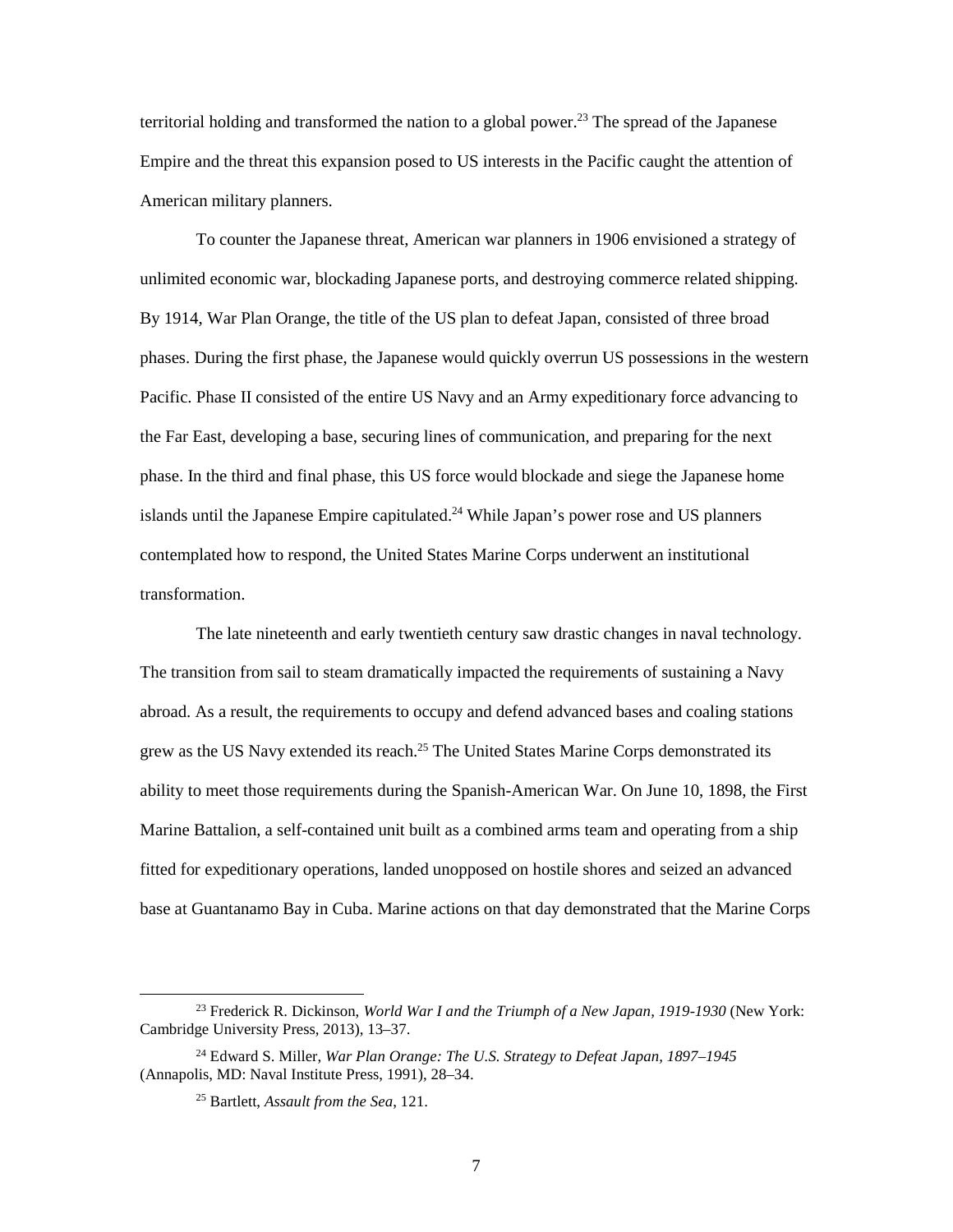territorial holding and transformed the nation to a global power.[23] The spread of the Japanese Empire and the threat this expansion posed to US interests in the Pacific caught the attention of American military planners.

To counter the Japanese threat, American war planners in 1906 envisioned a strategy of unlimited economic war, blockading Japanese ports, and destroying commerce related shipping. By 1914, War Plan Orange, the title of the US plan to defeat Japan, consisted of three broad phases. During the first phase, the Japanese would quickly overrun US possessions in the western Pacific. Phase II consisted of the entire US Navy and an Army expeditionary force advancing to the Far East, developing a base, securing lines of communication, and preparing for the next phase. In the third and final phase, this US force would blockade and siege the Japanese home islands until the Japanese Empire capitulated.[24] While Japan's power rose and US planners contemplated how to respond, the United States Marine Corps underwent an institutional transformation.

The late nineteenth and early twentieth century saw drastic changes in naval technology. The transition from sail to steam dramatically impacted the requirements of sustaining a Navy abroad. As a result, the requirements to occupy and defend advanced bases and coaling stations grew as the US Navy extended its reach.[25] The United States Marine Corps demonstrated its ability to meet those requirements during the Spanish-American War. On June 10, 1898, the First Marine Battalion, a self-contained unit built as a combined arms team and operating from a ship fitted for expeditionary operations, landed unopposed on hostile shores and seized an advanced base at Guantanamo Bay in Cuba. Marine actions on that day demonstrated that the Marine Corps

---

[23] Frederick R. Dickinson, *World War I and the Triumph of a New Japan, 1919-1930* (New York: Cambridge University Press, 2013), 13–37.

[24] Edward S. Miller, *War Plan Orange: The U.S. Strategy to Defeat Japan, 1897–1945* (Annapolis, MD: Naval Institute Press, 1991), 28–34.

[25] Bartlett, *Assault from the Sea*, 121.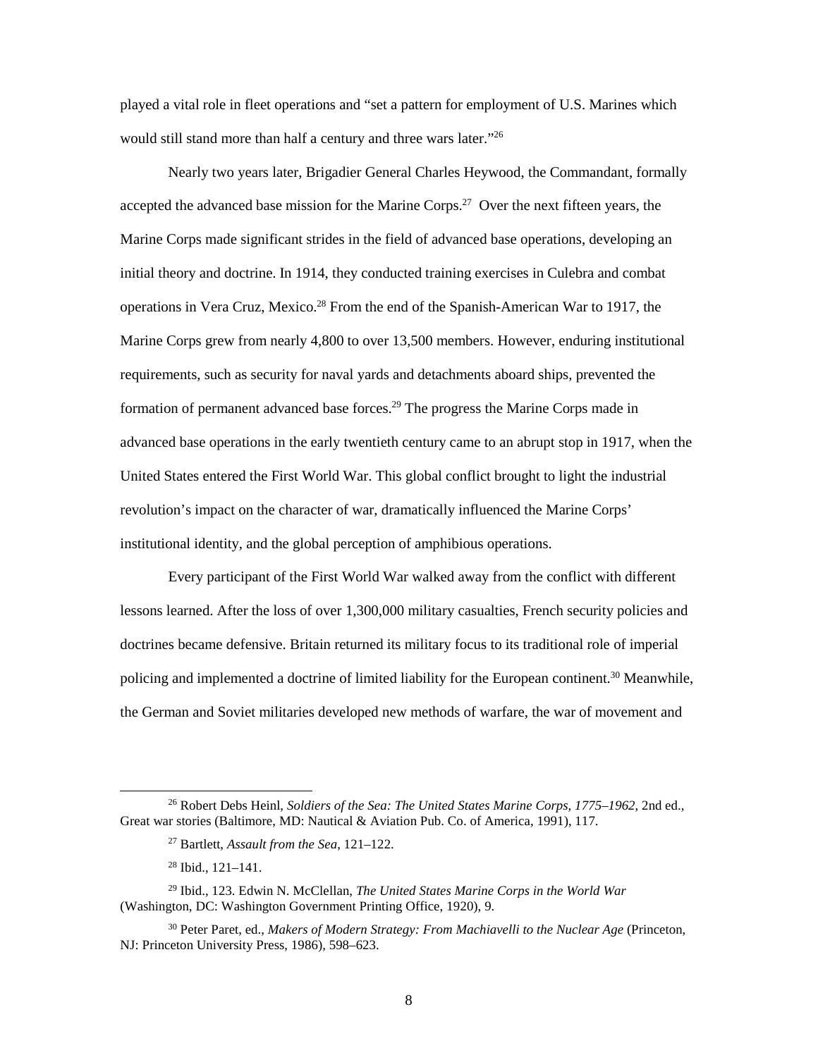played a vital role in fleet operations and "set a pattern for employment of U.S. Marines which would still stand more than half a century and three wars later."[26]

Nearly two years later, Brigadier General Charles Heywood, the Commandant, formally accepted the advanced base mission for the Marine Corps.[27] Over the next fifteen years, the Marine Corps made significant strides in the field of advanced base operations, developing an initial theory and doctrine. In 1914, they conducted training exercises in Culebra and combat operations in Vera Cruz, Mexico.[28] From the end of the Spanish-American War to 1917, the Marine Corps grew from nearly 4,800 to over 13,500 members. However, enduring institutional requirements, such as security for naval yards and detachments aboard ships, prevented the formation of permanent advanced base forces.[29] The progress the Marine Corps made in advanced base operations in the early twentieth century came to an abrupt stop in 1917, when the United States entered the First World War. This global conflict brought to light the industrial revolution's impact on the character of war, dramatically influenced the Marine Corps' institutional identity, and the global perception of amphibious operations.

Every participant of the First World War walked away from the conflict with different lessons learned. After the loss of over 1,300,000 military casualties, French security policies and doctrines became defensive. Britain returned its military focus to its traditional role of imperial policing and implemented a doctrine of limited liability for the European continent.[30] Meanwhile, the German and Soviet militaries developed new methods of warfare, the war of movement and

---

[26] Robert Debs Heinl, *Soldiers of the Sea: The United States Marine Corps, 1775–1962*, 2nd ed., Great war stories (Baltimore, MD: Nautical & Aviation Pub. Co. of America, 1991), 117.

[27] Bartlett, *Assault from the Sea*, 121–122.

[28] Ibid., 121–141.

[29] Ibid., 123. Edwin N. McClellan, *The United States Marine Corps in the World War* (Washington, DC: Washington Government Printing Office, 1920), 9.

[30] Peter Paret, ed., *Makers of Modern Strategy: From Machiavelli to the Nuclear Age* (Princeton, NJ: Princeton University Press, 1986), 598–623.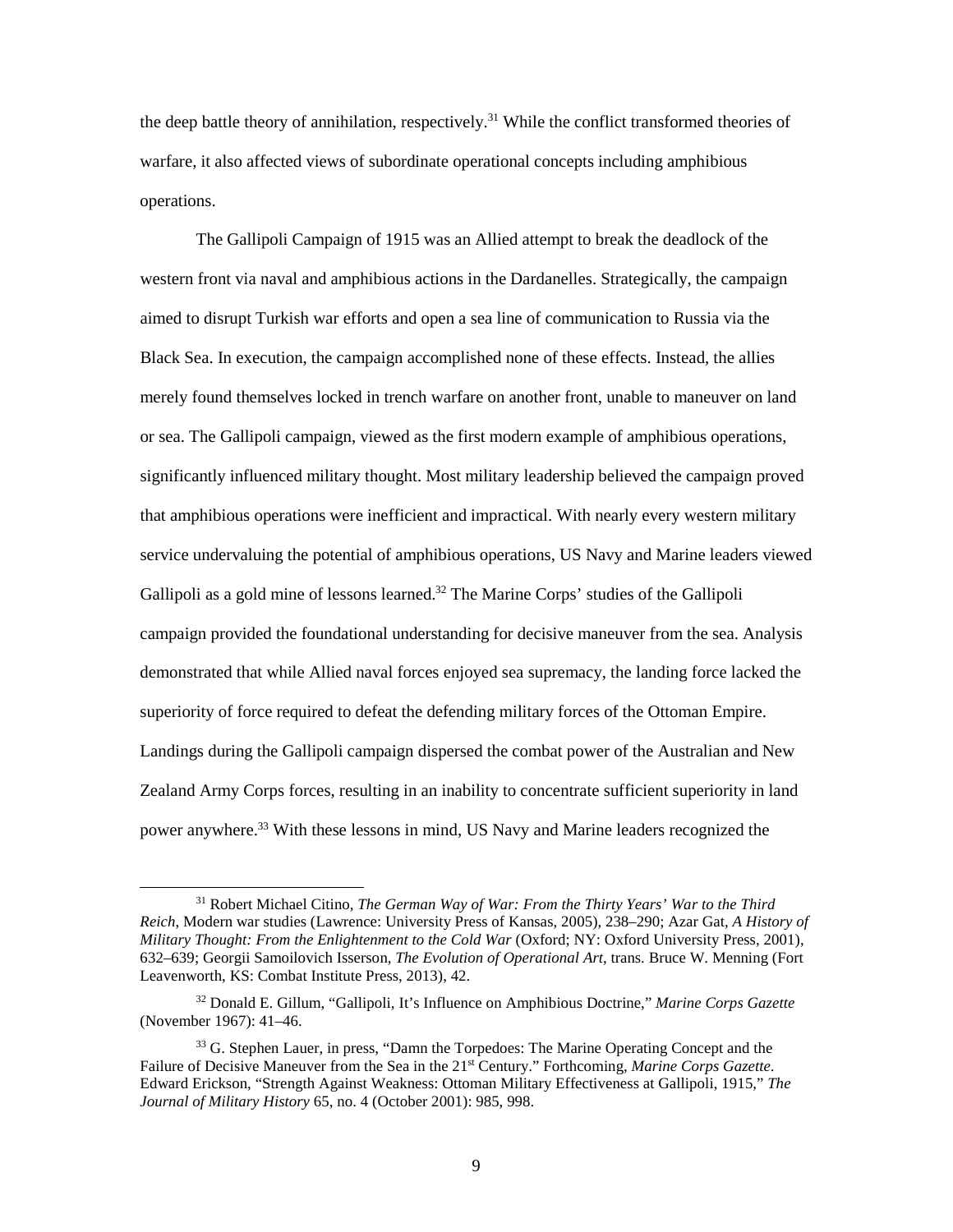the deep battle theory of annihilation, respectively.[31] While the conflict transformed theories of warfare, it also affected views of subordinate operational concepts including amphibious operations.

The Gallipoli Campaign of 1915 was an Allied attempt to break the deadlock of the western front via naval and amphibious actions in the Dardanelles. Strategically, the campaign aimed to disrupt Turkish war efforts and open a sea line of communication to Russia via the Black Sea. In execution, the campaign accomplished none of these effects. Instead, the allies merely found themselves locked in trench warfare on another front, unable to maneuver on land or sea. The Gallipoli campaign, viewed as the first modern example of amphibious operations, significantly influenced military thought. Most military leadership believed the campaign proved that amphibious operations were inefficient and impractical. With nearly every western military service undervaluing the potential of amphibious operations, US Navy and Marine leaders viewed Gallipoli as a gold mine of lessons learned.[32] The Marine Corps' studies of the Gallipoli campaign provided the foundational understanding for decisive maneuver from the sea. Analysis demonstrated that while Allied naval forces enjoyed sea supremacy, the landing force lacked the superiority of force required to defeat the defending military forces of the Ottoman Empire. Landings during the Gallipoli campaign dispersed the combat power of the Australian and New Zealand Army Corps forces, resulting in an inability to concentrate sufficient superiority in land power anywhere.[33] With these lessons in mind, US Navy and Marine leaders recognized the

---

[31] Robert Michael Citino, *The German Way of War: From the Thirty Years' War to the Third Reich*, Modern war studies (Lawrence: University Press of Kansas, 2005), 238–290; Azar Gat, *A History of Military Thought: From the Enlightenment to the Cold War* (Oxford; NY: Oxford University Press, 2001), 632–639; Georgii Samoilovich Isserson, *The Evolution of Operational Art*, trans. Bruce W. Menning (Fort Leavenworth, KS: Combat Institute Press, 2013), 42.

[32] Donald E. Gillum, "Gallipoli, It's Influence on Amphibious Doctrine," *Marine Corps Gazette* (November 1967): 41–46.

[33] G. Stephen Lauer, in press, "Damn the Torpedoes: The Marine Operating Concept and the Failure of Decisive Maneuver from the Sea in the 21st Century." Forthcoming, *Marine Corps Gazette*. Edward Erickson, "Strength Against Weakness: Ottoman Military Effectiveness at Gallipoli, 1915," *The Journal of Military History* 65, no. 4 (October 2001): 985, 998.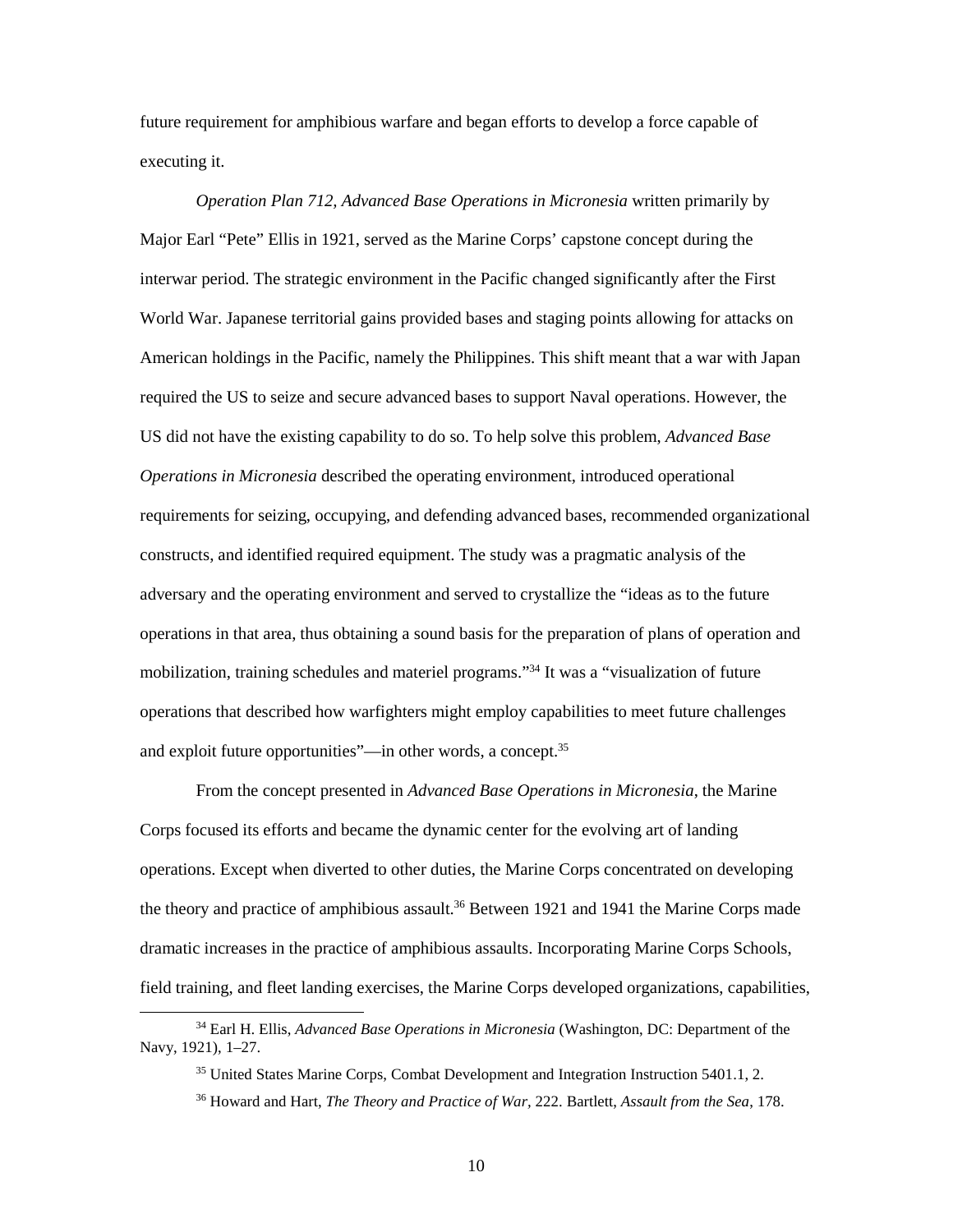future requirement for amphibious warfare and began efforts to develop a force capable of executing it.

*Operation Plan 712, Advanced Base Operations in Micronesia* written primarily by Major Earl "Pete" Ellis in 1921, served as the Marine Corps' capstone concept during the interwar period. The strategic environment in the Pacific changed significantly after the First World War. Japanese territorial gains provided bases and staging points allowing for attacks on American holdings in the Pacific, namely the Philippines. This shift meant that a war with Japan required the US to seize and secure advanced bases to support Naval operations. However, the US did not have the existing capability to do so. To help solve this problem, *Advanced Base Operations in Micronesia* described the operating environment, introduced operational requirements for seizing, occupying, and defending advanced bases, recommended organizational constructs, and identified required equipment. The study was a pragmatic analysis of the adversary and the operating environment and served to crystallize the "ideas as to the future operations in that area, thus obtaining a sound basis for the preparation of plans of operation and mobilization, training schedules and materiel programs."[34] It was a "visualization of future operations that described how warfighters might employ capabilities to meet future challenges and exploit future opportunities"—in other words, a concept.[35]

From the concept presented in *Advanced Base Operations in Micronesia*, the Marine Corps focused its efforts and became the dynamic center for the evolving art of landing operations. Except when diverted to other duties, the Marine Corps concentrated on developing the theory and practice of amphibious assault.[36] Between 1921 and 1941 the Marine Corps made dramatic increases in the practice of amphibious assaults. Incorporating Marine Corps Schools, field training, and fleet landing exercises, the Marine Corps developed organizations, capabilities,

---

[34] Earl H. Ellis, *Advanced Base Operations in Micronesia* (Washington, DC: Department of the Navy, 1921), 1–27.

[35] United States Marine Corps, Combat Development and Integration Instruction 5401.1, 2.

[36] Howard and Hart, *The Theory and Practice of War*, 222. Bartlett, *Assault from the Sea*, 178.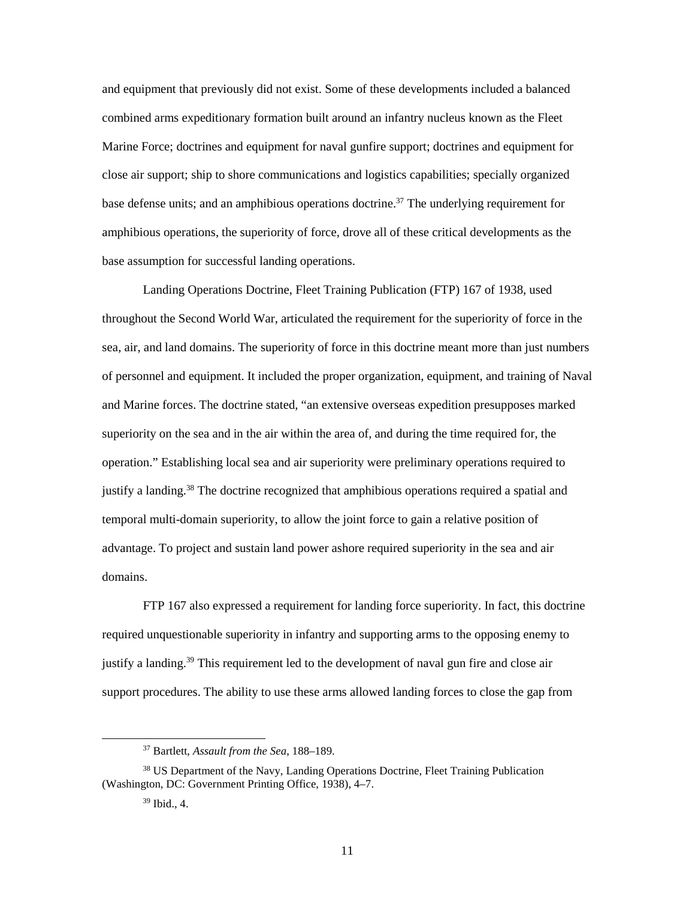and equipment that previously did not exist. Some of these developments included a balanced combined arms expeditionary formation built around an infantry nucleus known as the Fleet Marine Force; doctrines and equipment for naval gunfire support; doctrines and equipment for close air support; ship to shore communications and logistics capabilities; specially organized base defense units; and an amphibious operations doctrine.[37] The underlying requirement for amphibious operations, the superiority of force, drove all of these critical developments as the base assumption for successful landing operations.

Landing Operations Doctrine, Fleet Training Publication (FTP) 167 of 1938, used throughout the Second World War, articulated the requirement for the superiority of force in the sea, air, and land domains. The superiority of force in this doctrine meant more than just numbers of personnel and equipment. It included the proper organization, equipment, and training of Naval and Marine forces. The doctrine stated, "an extensive overseas expedition presupposes marked superiority on the sea and in the air within the area of, and during the time required for, the operation." Establishing local sea and air superiority were preliminary operations required to justify a landing.[38] The doctrine recognized that amphibious operations required a spatial and temporal multi-domain superiority, to allow the joint force to gain a relative position of advantage. To project and sustain land power ashore required superiority in the sea and air domains.

FTP 167 also expressed a requirement for landing force superiority. In fact, this doctrine required unquestionable superiority in infantry and supporting arms to the opposing enemy to justify a landing.[39] This requirement led to the development of naval gun fire and close air support procedures. The ability to use these arms allowed landing forces to close the gap from

---

[37] Bartlett, *Assault from the Sea*, 188–189.

[38] US Department of the Navy, Landing Operations Doctrine, Fleet Training Publication (Washington, DC: Government Printing Office, 1938), 4–7.

[39] Ibid., 4.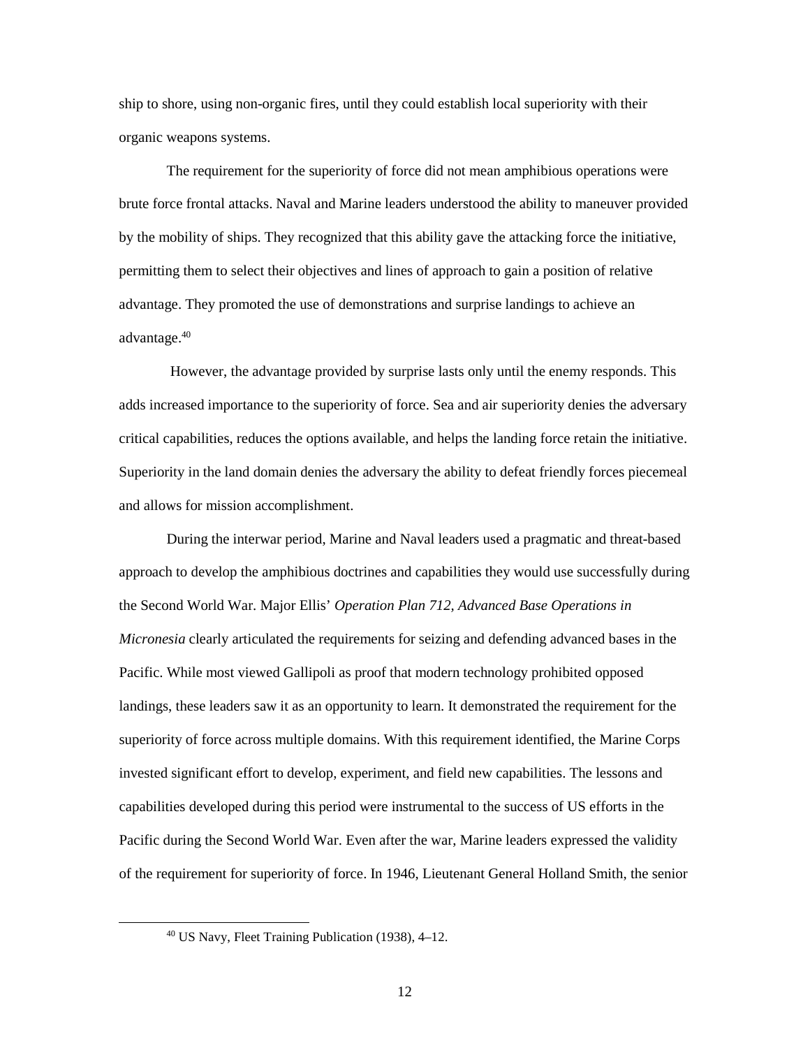ship to shore, using non-organic fires, until they could establish local superiority with their organic weapons systems.

The requirement for the superiority of force did not mean amphibious operations were brute force frontal attacks. Naval and Marine leaders understood the ability to maneuver provided by the mobility of ships. They recognized that this ability gave the attacking force the initiative, permitting them to select their objectives and lines of approach to gain a position of relative advantage. They promoted the use of demonstrations and surprise landings to achieve an advantage.[40]

However, the advantage provided by surprise lasts only until the enemy responds. This adds increased importance to the superiority of force. Sea and air superiority denies the adversary critical capabilities, reduces the options available, and helps the landing force retain the initiative. Superiority in the land domain denies the adversary the ability to defeat friendly forces piecemeal and allows for mission accomplishment.

During the interwar period, Marine and Naval leaders used a pragmatic and threat-based approach to develop the amphibious doctrines and capabilities they would use successfully during the Second World War. Major Ellis' *Operation Plan 712, Advanced Base Operations in Micronesia* clearly articulated the requirements for seizing and defending advanced bases in the Pacific. While most viewed Gallipoli as proof that modern technology prohibited opposed landings, these leaders saw it as an opportunity to learn. It demonstrated the requirement for the superiority of force across multiple domains. With this requirement identified, the Marine Corps invested significant effort to develop, experiment, and field new capabilities. The lessons and capabilities developed during this period were instrumental to the success of US efforts in the Pacific during the Second World War. Even after the war, Marine leaders expressed the validity of the requirement for superiority of force. In 1946, Lieutenant General Holland Smith, the senior

[40] US Navy, Fleet Training Publication (1938), 4–12.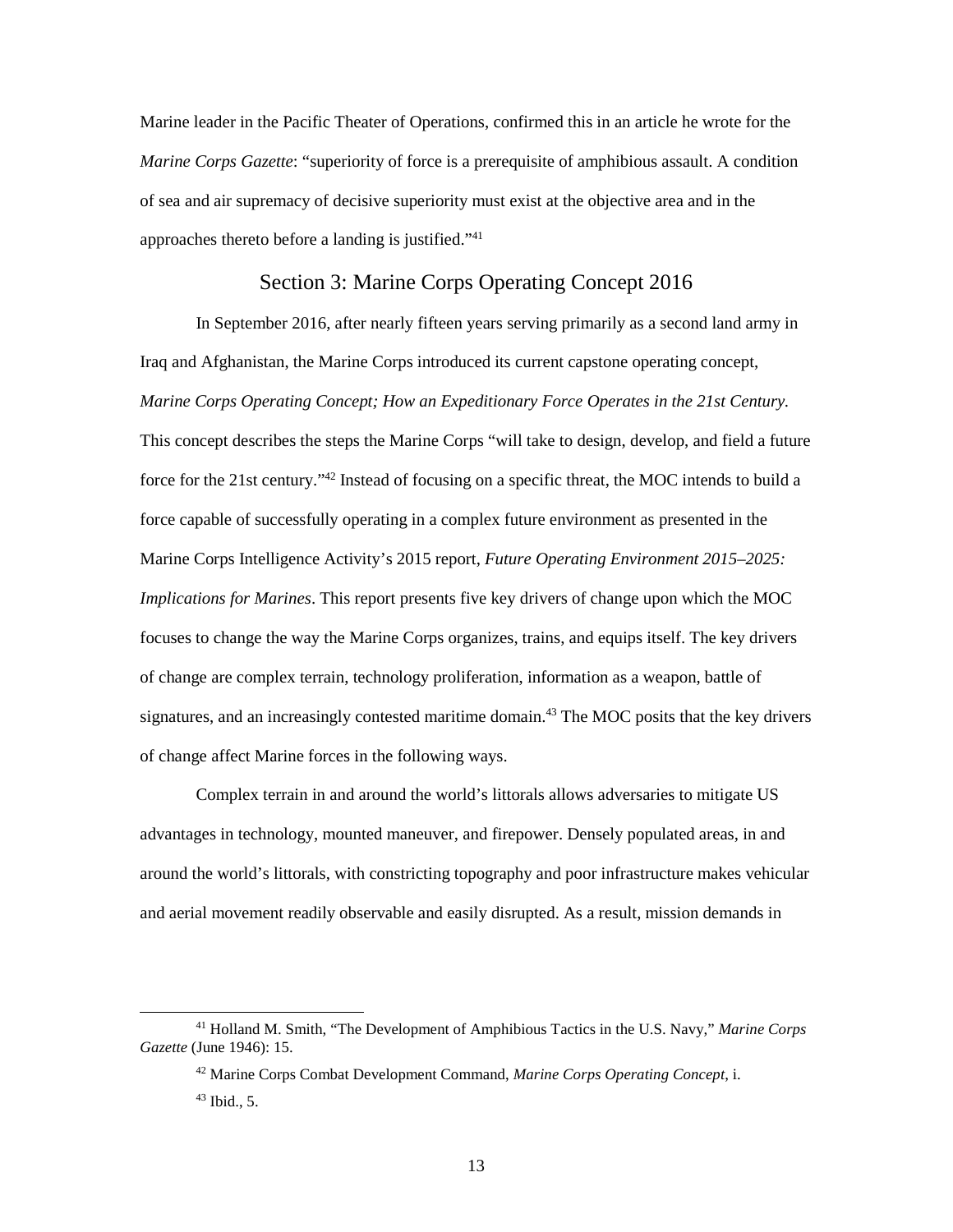Marine leader in the Pacific Theater of Operations, confirmed this in an article he wrote for the *Marine Corps Gazette*: "superiority of force is a prerequisite of amphibious assault. A condition of sea and air supremacy of decisive superiority must exist at the objective area and in the approaches thereto before a landing is justified."[41]

## Section 3: Marine Corps Operating Concept 2016

In September 2016, after nearly fifteen years serving primarily as a second land army in Iraq and Afghanistan, the Marine Corps introduced its current capstone operating concept, *Marine Corps Operating Concept; How an Expeditionary Force Operates in the 21st Century.* This concept describes the steps the Marine Corps "will take to design, develop, and field a future force for the 21st century."[42] Instead of focusing on a specific threat, the MOC intends to build a force capable of successfully operating in a complex future environment as presented in the Marine Corps Intelligence Activity's 2015 report, *Future Operating Environment 2015–2025: Implications for Marines*. This report presents five key drivers of change upon which the MOC focuses to change the way the Marine Corps organizes, trains, and equips itself. The key drivers of change are complex terrain, technology proliferation, information as a weapon, battle of signatures, and an increasingly contested maritime domain.[43] The MOC posits that the key drivers of change affect Marine forces in the following ways.

Complex terrain in and around the world's littorals allows adversaries to mitigate US advantages in technology, mounted maneuver, and firepower. Densely populated areas, in and around the world's littorals, with constricting topography and poor infrastructure makes vehicular and aerial movement readily observable and easily disrupted. As a result, mission demands in

---

[41] Holland M. Smith, "The Development of Amphibious Tactics in the U.S. Navy," *Marine Corps Gazette* (June 1946): 15.

[42] Marine Corps Combat Development Command, *Marine Corps Operating Concept*, i.

[43] Ibid., 5.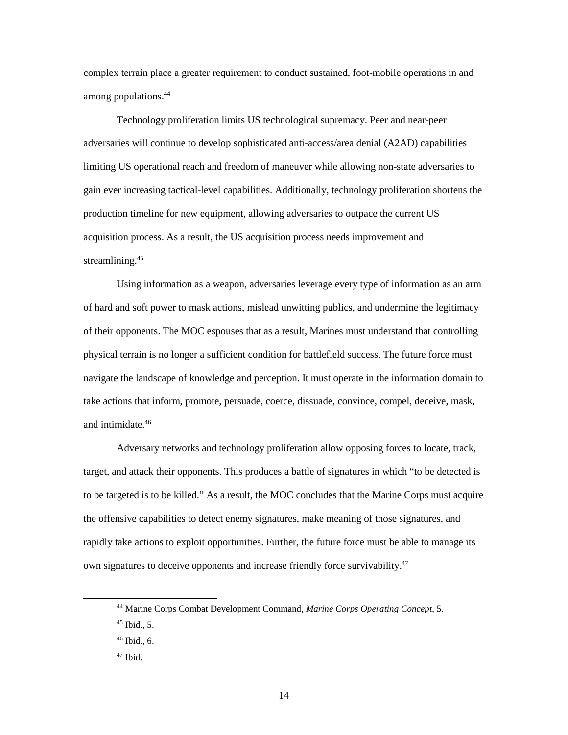complex terrain place a greater requirement to conduct sustained, foot-mobile operations in and among populations.[44]

Technology proliferation limits US technological supremacy. Peer and near-peer adversaries will continue to develop sophisticated anti-access/area denial (A2AD) capabilities limiting US operational reach and freedom of maneuver while allowing non-state adversaries to gain ever increasing tactical-level capabilities. Additionally, technology proliferation shortens the production timeline for new equipment, allowing adversaries to outpace the current US acquisition process. As a result, the US acquisition process needs improvement and streamlining.[45]

Using information as a weapon, adversaries leverage every type of information as an arm of hard and soft power to mask actions, mislead unwitting publics, and undermine the legitimacy of their opponents. The MOC espouses that as a result, Marines must understand that controlling physical terrain is no longer a sufficient condition for battlefield success. The future force must navigate the landscape of knowledge and perception. It must operate in the information domain to take actions that inform, promote, persuade, coerce, dissuade, convince, compel, deceive, mask, and intimidate.[46]

Adversary networks and technology proliferation allow opposing forces to locate, track, target, and attack their opponents. This produces a battle of signatures in which "to be detected is to be targeted is to be killed." As a result, the MOC concludes that the Marine Corps must acquire the offensive capabilities to detect enemy signatures, make meaning of those signatures, and rapidly take actions to exploit opportunities. Further, the future force must be able to manage its own signatures to deceive opponents and increase friendly force survivability.[47]

---

[44] Marine Corps Combat Development Command, *Marine Corps Operating Concept*, 5.

[45] Ibid., 5.

[46] Ibid., 6.

[47] Ibid.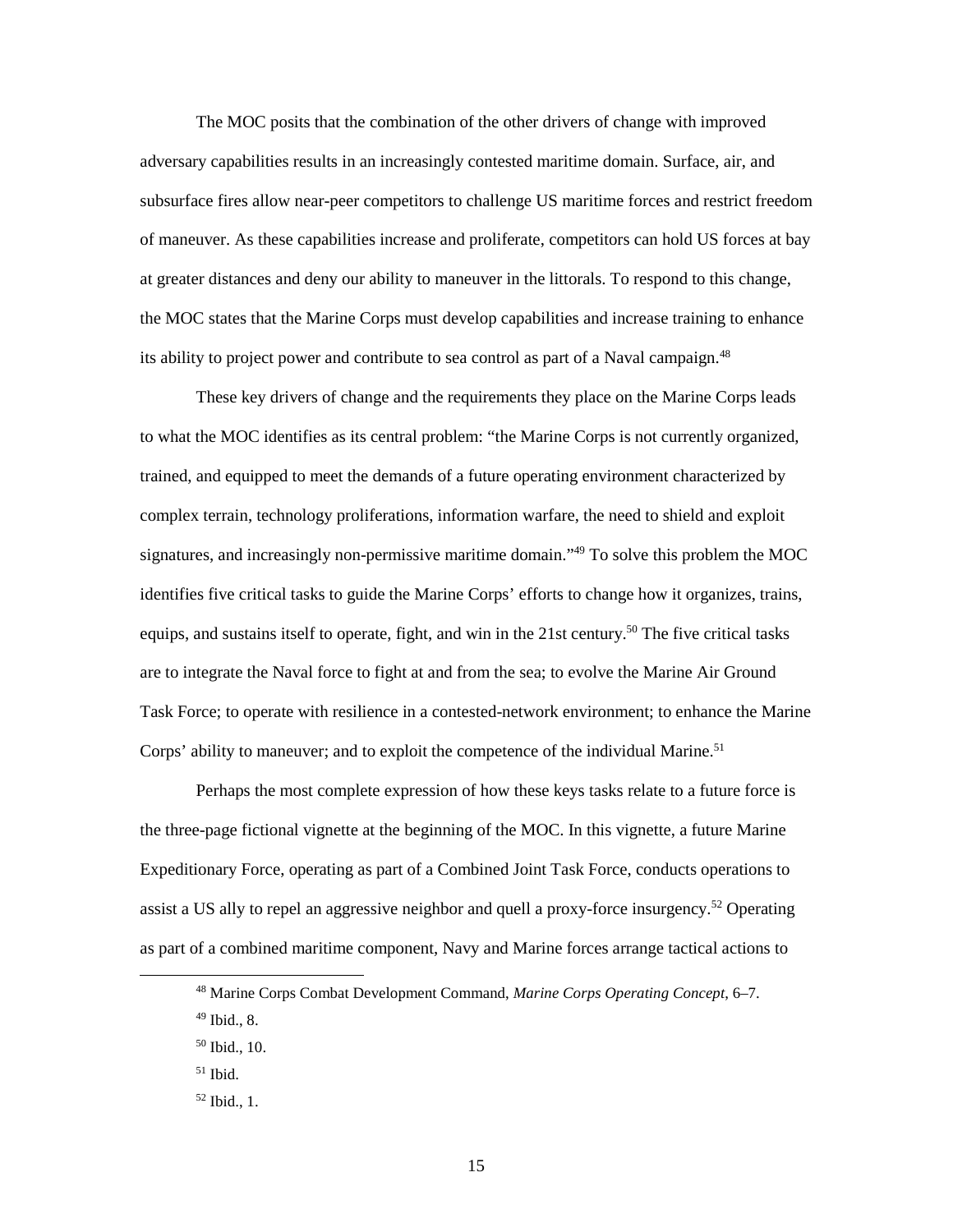The MOC posits that the combination of the other drivers of change with improved adversary capabilities results in an increasingly contested maritime domain. Surface, air, and subsurface fires allow near-peer competitors to challenge US maritime forces and restrict freedom of maneuver. As these capabilities increase and proliferate, competitors can hold US forces at bay at greater distances and deny our ability to maneuver in the littorals. To respond to this change, the MOC states that the Marine Corps must develop capabilities and increase training to enhance its ability to project power and contribute to sea control as part of a Naval campaign.[48]

These key drivers of change and the requirements they place on the Marine Corps leads to what the MOC identifies as its central problem: "the Marine Corps is not currently organized, trained, and equipped to meet the demands of a future operating environment characterized by complex terrain, technology proliferations, information warfare, the need to shield and exploit signatures, and increasingly non-permissive maritime domain."[49] To solve this problem the MOC identifies five critical tasks to guide the Marine Corps' efforts to change how it organizes, trains, equips, and sustains itself to operate, fight, and win in the 21st century.[50] The five critical tasks are to integrate the Naval force to fight at and from the sea; to evolve the Marine Air Ground Task Force; to operate with resilience in a contested-network environment; to enhance the Marine Corps' ability to maneuver; and to exploit the competence of the individual Marine.[51]

Perhaps the most complete expression of how these keys tasks relate to a future force is the three-page fictional vignette at the beginning of the MOC. In this vignette, a future Marine Expeditionary Force, operating as part of a Combined Joint Task Force, conducts operations to assist a US ally to repel an aggressive neighbor and quell a proxy-force insurgency.[52] Operating as part of a combined maritime component, Navy and Marine forces arrange tactical actions to

---

[48] Marine Corps Combat Development Command, *Marine Corps Operating Concept*, 6–7.

[49] Ibid., 8.

[50] Ibid., 10.

[51] Ibid.

[52] Ibid., 1.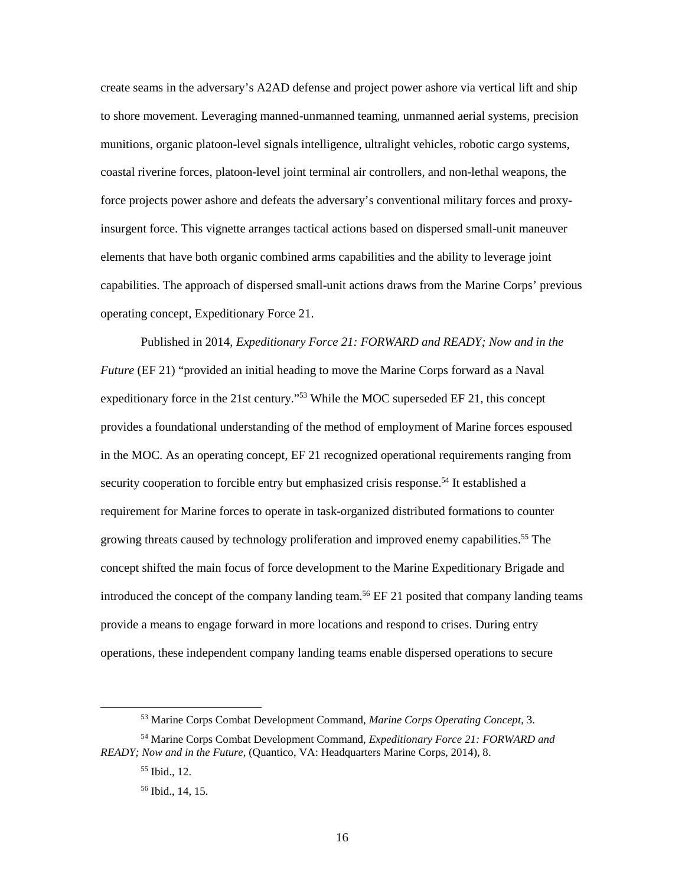create seams in the adversary's A2AD defense and project power ashore via vertical lift and ship to shore movement. Leveraging manned-unmanned teaming, unmanned aerial systems, precision munitions, organic platoon-level signals intelligence, ultralight vehicles, robotic cargo systems, coastal riverine forces, platoon-level joint terminal air controllers, and non-lethal weapons, the force projects power ashore and defeats the adversary's conventional military forces and proxy-insurgent force. This vignette arranges tactical actions based on dispersed small-unit maneuver elements that have both organic combined arms capabilities and the ability to leverage joint capabilities. The approach of dispersed small-unit actions draws from the Marine Corps' previous operating concept, Expeditionary Force 21.

Published in 2014, *Expeditionary Force 21: FORWARD and READY; Now and in the Future* (EF 21) "provided an initial heading to move the Marine Corps forward as a Naval expeditionary force in the 21st century."[53] While the MOC superseded EF 21, this concept provides a foundational understanding of the method of employment of Marine forces espoused in the MOC. As an operating concept, EF 21 recognized operational requirements ranging from security cooperation to forcible entry but emphasized crisis response.[54] It established a requirement for Marine forces to operate in task-organized distributed formations to counter growing threats caused by technology proliferation and improved enemy capabilities.[55] The concept shifted the main focus of force development to the Marine Expeditionary Brigade and introduced the concept of the company landing team.[56] EF 21 posited that company landing teams provide a means to engage forward in more locations and respond to crises. During entry operations, these independent company landing teams enable dispersed operations to secure

---

[53] Marine Corps Combat Development Command, *Marine Corps Operating Concept*, 3.

[54] Marine Corps Combat Development Command, *Expeditionary Force 21: FORWARD and READY; Now and in the Future*, (Quantico, VA: Headquarters Marine Corps, 2014), 8.

[55] Ibid., 12.

[56] Ibid., 14, 15.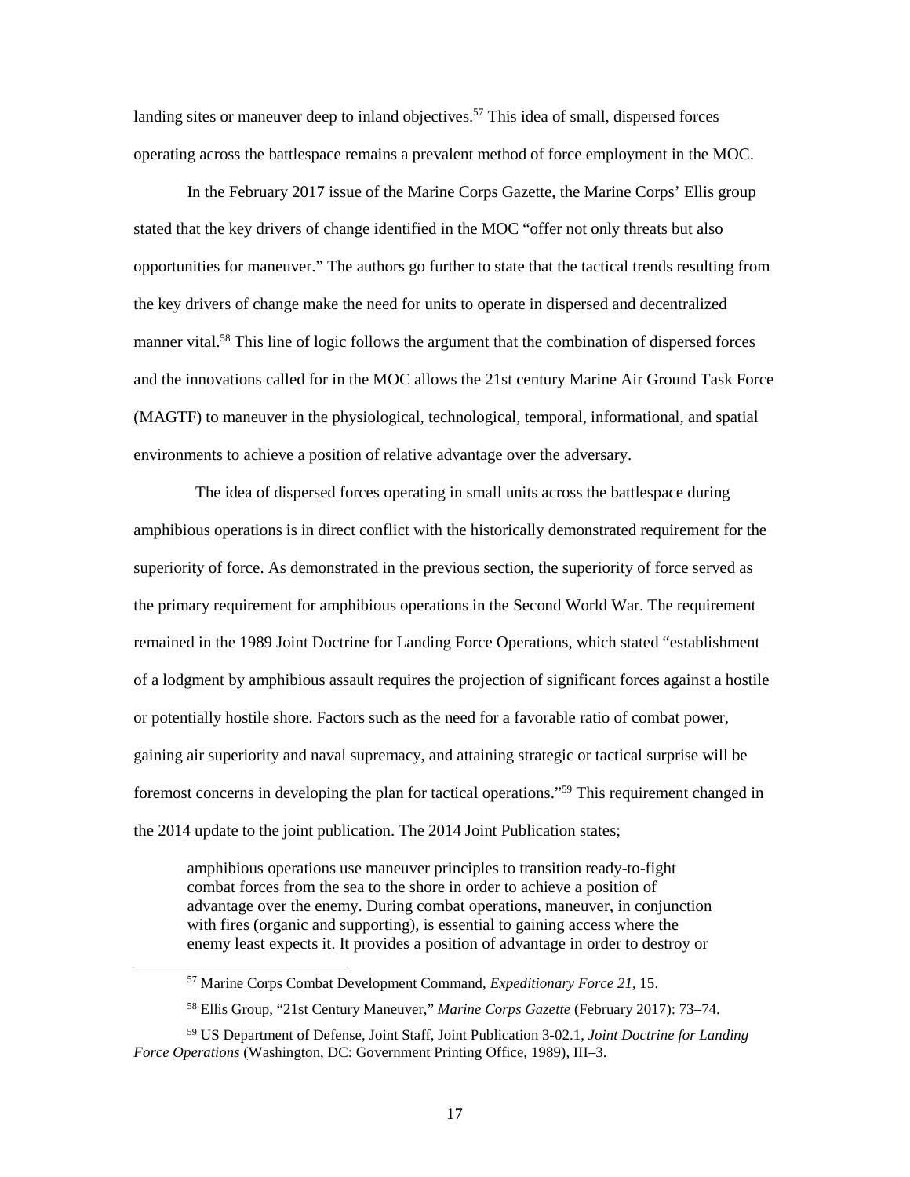landing sites or maneuver deep to inland objectives.[57] This idea of small, dispersed forces operating across the battlespace remains a prevalent method of force employment in the MOC.

In the February 2017 issue of the Marine Corps Gazette, the Marine Corps' Ellis group stated that the key drivers of change identified in the MOC "offer not only threats but also opportunities for maneuver." The authors go further to state that the tactical trends resulting from the key drivers of change make the need for units to operate in dispersed and decentralized manner vital.[58] This line of logic follows the argument that the combination of dispersed forces and the innovations called for in the MOC allows the 21st century Marine Air Ground Task Force (MAGTF) to maneuver in the physiological, technological, temporal, informational, and spatial environments to achieve a position of relative advantage over the adversary.

The idea of dispersed forces operating in small units across the battlespace during amphibious operations is in direct conflict with the historically demonstrated requirement for the superiority of force. As demonstrated in the previous section, the superiority of force served as the primary requirement for amphibious operations in the Second World War. The requirement remained in the 1989 Joint Doctrine for Landing Force Operations, which stated "establishment of a lodgment by amphibious assault requires the projection of significant forces against a hostile or potentially hostile shore. Factors such as the need for a favorable ratio of combat power, gaining air superiority and naval supremacy, and attaining strategic or tactical surprise will be foremost concerns in developing the plan for tactical operations."[59] This requirement changed in the 2014 update to the joint publication. The 2014 Joint Publication states;

> amphibious operations use maneuver principles to transition ready-to-fight combat forces from the sea to the shore in order to achieve a position of advantage over the enemy. During combat operations, maneuver, in conjunction with fires (organic and supporting), is essential to gaining access where the enemy least expects it. It provides a position of advantage in order to destroy or

---

[57] Marine Corps Combat Development Command, *Expeditionary Force 21*, 15.

[58] Ellis Group, "21st Century Maneuver," *Marine Corps Gazette* (February 2017): 73–74.

[59] US Department of Defense, Joint Staff, Joint Publication 3-02.1, *Joint Doctrine for Landing Force Operations* (Washington, DC: Government Printing Office, 1989), III–3.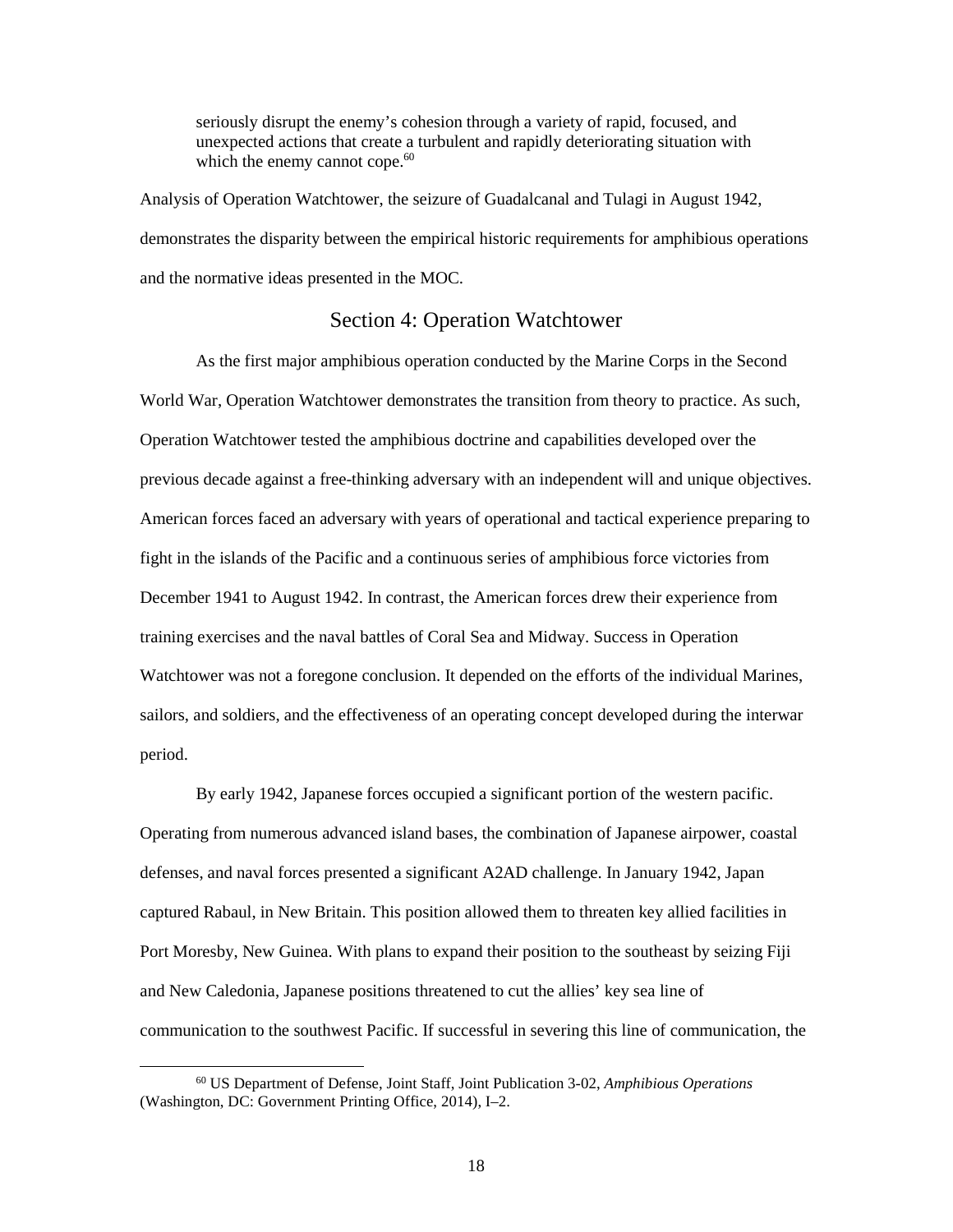> seriously disrupt the enemy's cohesion through a variety of rapid, focused, and unexpected actions that create a turbulent and rapidly deteriorating situation with which the enemy cannot cope.[60]

Analysis of Operation Watchtower, the seizure of Guadalcanal and Tulagi in August 1942, demonstrates the disparity between the empirical historic requirements for amphibious operations and the normative ideas presented in the MOC.

## Section 4: Operation Watchtower

As the first major amphibious operation conducted by the Marine Corps in the Second World War, Operation Watchtower demonstrates the transition from theory to practice. As such, Operation Watchtower tested the amphibious doctrine and capabilities developed over the previous decade against a free-thinking adversary with an independent will and unique objectives. American forces faced an adversary with years of operational and tactical experience preparing to fight in the islands of the Pacific and a continuous series of amphibious force victories from December 1941 to August 1942. In contrast, the American forces drew their experience from training exercises and the naval battles of Coral Sea and Midway. Success in Operation Watchtower was not a foregone conclusion. It depended on the efforts of the individual Marines, sailors, and soldiers, and the effectiveness of an operating concept developed during the interwar period.

By early 1942, Japanese forces occupied a significant portion of the western pacific. Operating from numerous advanced island bases, the combination of Japanese airpower, coastal defenses, and naval forces presented a significant A2AD challenge. In January 1942, Japan captured Rabaul, in New Britain. This position allowed them to threaten key allied facilities in Port Moresby, New Guinea. With plans to expand their position to the southeast by seizing Fiji and New Caledonia, Japanese positions threatened to cut the allies' key sea line of communication to the southwest Pacific. If successful in severing this line of communication, the

---

[60] US Department of Defense, Joint Staff, Joint Publication 3-02, *Amphibious Operations* (Washington, DC: Government Printing Office, 2014), I–2.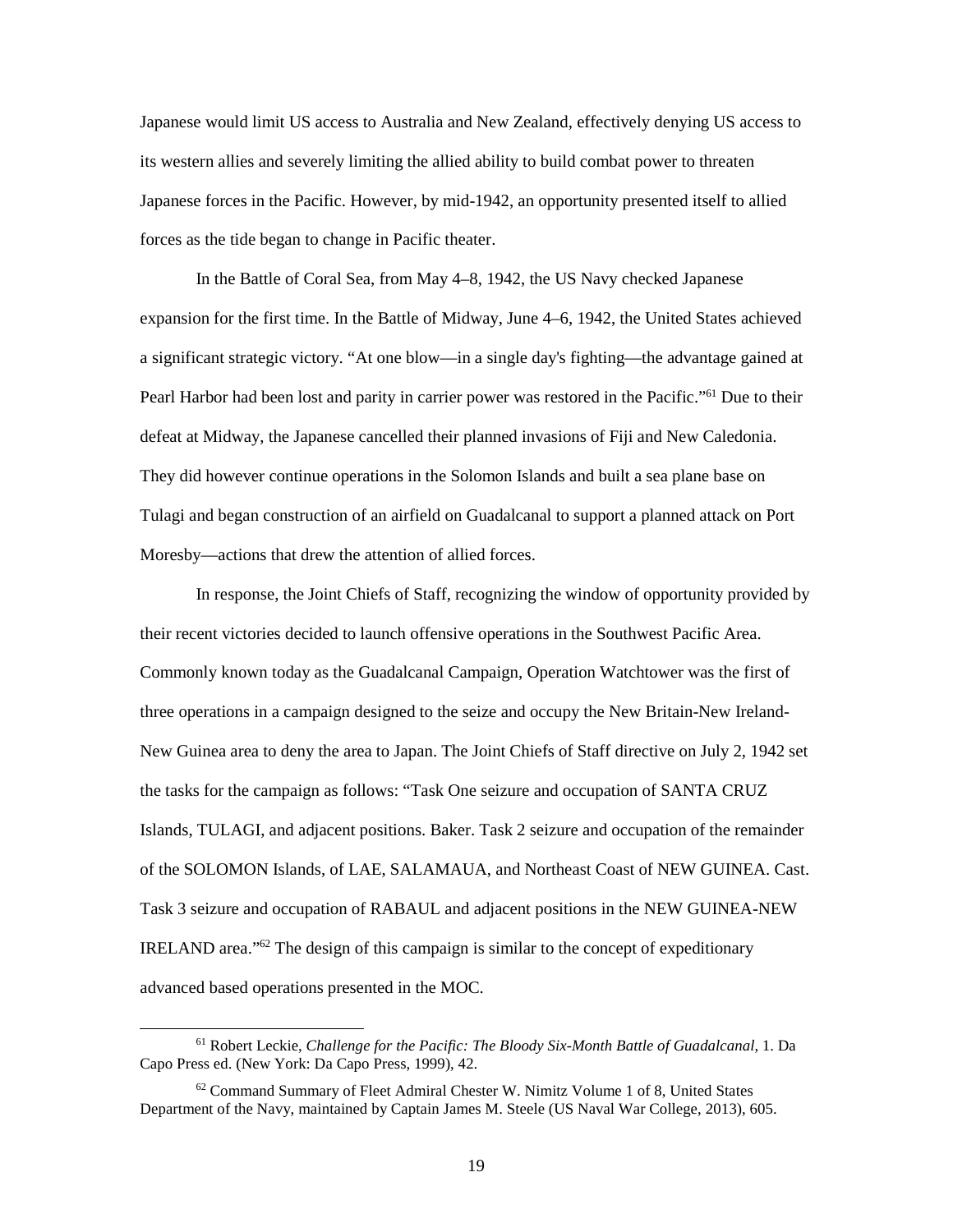Japanese would limit US access to Australia and New Zealand, effectively denying US access to its western allies and severely limiting the allied ability to build combat power to threaten Japanese forces in the Pacific. However, by mid-1942, an opportunity presented itself to allied forces as the tide began to change in Pacific theater.

In the Battle of Coral Sea, from May 4–8, 1942, the US Navy checked Japanese expansion for the first time. In the Battle of Midway, June 4–6, 1942, the United States achieved a significant strategic victory. "At one blow—in a single day's fighting—the advantage gained at Pearl Harbor had been lost and parity in carrier power was restored in the Pacific."[61] Due to their defeat at Midway, the Japanese cancelled their planned invasions of Fiji and New Caledonia. They did however continue operations in the Solomon Islands and built a sea plane base on Tulagi and began construction of an airfield on Guadalcanal to support a planned attack on Port Moresby—actions that drew the attention of allied forces.

In response, the Joint Chiefs of Staff, recognizing the window of opportunity provided by their recent victories decided to launch offensive operations in the Southwest Pacific Area. Commonly known today as the Guadalcanal Campaign, Operation Watchtower was the first of three operations in a campaign designed to the seize and occupy the New Britain-New Ireland-New Guinea area to deny the area to Japan. The Joint Chiefs of Staff directive on July 2, 1942 set the tasks for the campaign as follows: "Task One seizure and occupation of SANTA CRUZ Islands, TULAGI, and adjacent positions. Baker. Task 2 seizure and occupation of the remainder of the SOLOMON Islands, of LAE, SALAMAUA, and Northeast Coast of NEW GUINEA. Cast. Task 3 seizure and occupation of RABAUL and adjacent positions in the NEW GUINEA-NEW IRELAND area."[62] The design of this campaign is similar to the concept of expeditionary advanced based operations presented in the MOC.

---

[61] Robert Leckie, *Challenge for the Pacific: The Bloody Six-Month Battle of Guadalcanal*, 1. Da Capo Press ed. (New York: Da Capo Press, 1999), 42.

[62] Command Summary of Fleet Admiral Chester W. Nimitz Volume 1 of 8, United States Department of the Navy, maintained by Captain James M. Steele (US Naval War College, 2013), 605.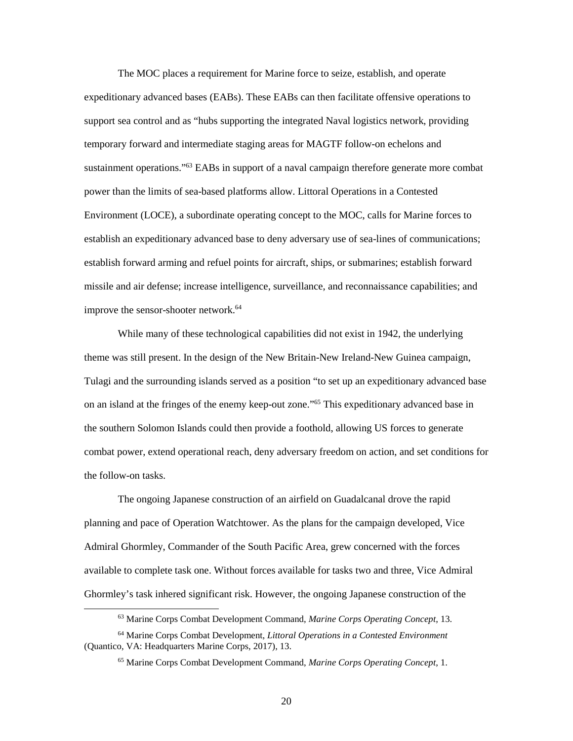The MOC places a requirement for Marine force to seize, establish, and operate expeditionary advanced bases (EABs). These EABs can then facilitate offensive operations to support sea control and as "hubs supporting the integrated Naval logistics network, providing temporary forward and intermediate staging areas for MAGTF follow-on echelons and sustainment operations."[63] EABs in support of a naval campaign therefore generate more combat power than the limits of sea-based platforms allow. Littoral Operations in a Contested Environment (LOCE), a subordinate operating concept to the MOC, calls for Marine forces to establish an expeditionary advanced base to deny adversary use of sea-lines of communications; establish forward arming and refuel points for aircraft, ships, or submarines; establish forward missile and air defense; increase intelligence, surveillance, and reconnaissance capabilities; and improve the sensor-shooter network.[64]

While many of these technological capabilities did not exist in 1942, the underlying theme was still present. In the design of the New Britain-New Ireland-New Guinea campaign, Tulagi and the surrounding islands served as a position "to set up an expeditionary advanced base on an island at the fringes of the enemy keep-out zone."[65] This expeditionary advanced base in the southern Solomon Islands could then provide a foothold, allowing US forces to generate combat power, extend operational reach, deny adversary freedom on action, and set conditions for the follow-on tasks.

The ongoing Japanese construction of an airfield on Guadalcanal drove the rapid planning and pace of Operation Watchtower. As the plans for the campaign developed, Vice Admiral Ghormley, Commander of the South Pacific Area, grew concerned with the forces available to complete task one. Without forces available for tasks two and three, Vice Admiral Ghormley's task inhered significant risk. However, the ongoing Japanese construction of the

---

[63] Marine Corps Combat Development Command, *Marine Corps Operating Concept*, 13.

[64] Marine Corps Combat Development, *Littoral Operations in a Contested Environment* (Quantico, VA: Headquarters Marine Corps, 2017), 13.

[65] Marine Corps Combat Development Command, *Marine Corps Operating Concept*, 1.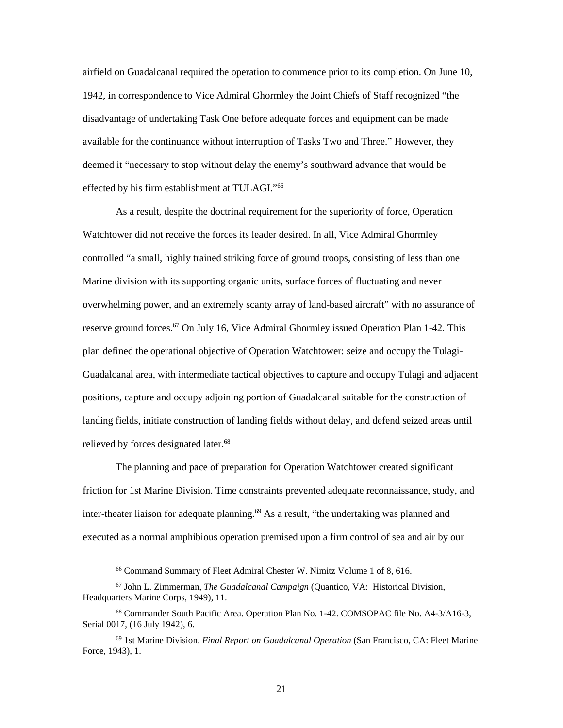airfield on Guadalcanal required the operation to commence prior to its completion. On June 10, 1942, in correspondence to Vice Admiral Ghormley the Joint Chiefs of Staff recognized "the disadvantage of undertaking Task One before adequate forces and equipment can be made available for the continuance without interruption of Tasks Two and Three." However, they deemed it "necessary to stop without delay the enemy's southward advance that would be effected by his firm establishment at TULAGI."[66]

As a result, despite the doctrinal requirement for the superiority of force, Operation Watchtower did not receive the forces its leader desired. In all, Vice Admiral Ghormley controlled "a small, highly trained striking force of ground troops, consisting of less than one Marine division with its supporting organic units, surface forces of fluctuating and never overwhelming power, and an extremely scanty array of land-based aircraft" with no assurance of reserve ground forces.[67] On July 16, Vice Admiral Ghormley issued Operation Plan 1-42. This plan defined the operational objective of Operation Watchtower: seize and occupy the Tulagi-Guadalcanal area, with intermediate tactical objectives to capture and occupy Tulagi and adjacent positions, capture and occupy adjoining portion of Guadalcanal suitable for the construction of landing fields, initiate construction of landing fields without delay, and defend seized areas until relieved by forces designated later.[68]

The planning and pace of preparation for Operation Watchtower created significant friction for 1st Marine Division. Time constraints prevented adequate reconnaissance, study, and inter-theater liaison for adequate planning.[69] As a result, "the undertaking was planned and executed as a normal amphibious operation premised upon a firm control of sea and air by our

---

[66] Command Summary of Fleet Admiral Chester W. Nimitz Volume 1 of 8, 616.

[67] John L. Zimmerman, *The Guadalcanal Campaign* (Quantico, VA: Historical Division, Headquarters Marine Corps, 1949), 11.

[68] Commander South Pacific Area. Operation Plan No. 1-42. COMSOPAC file No. A4-3/A16-3, Serial 0017, (16 July 1942), 6.

[69] 1st Marine Division. *Final Report on Guadalcanal Operation* (San Francisco, CA: Fleet Marine Force, 1943), 1.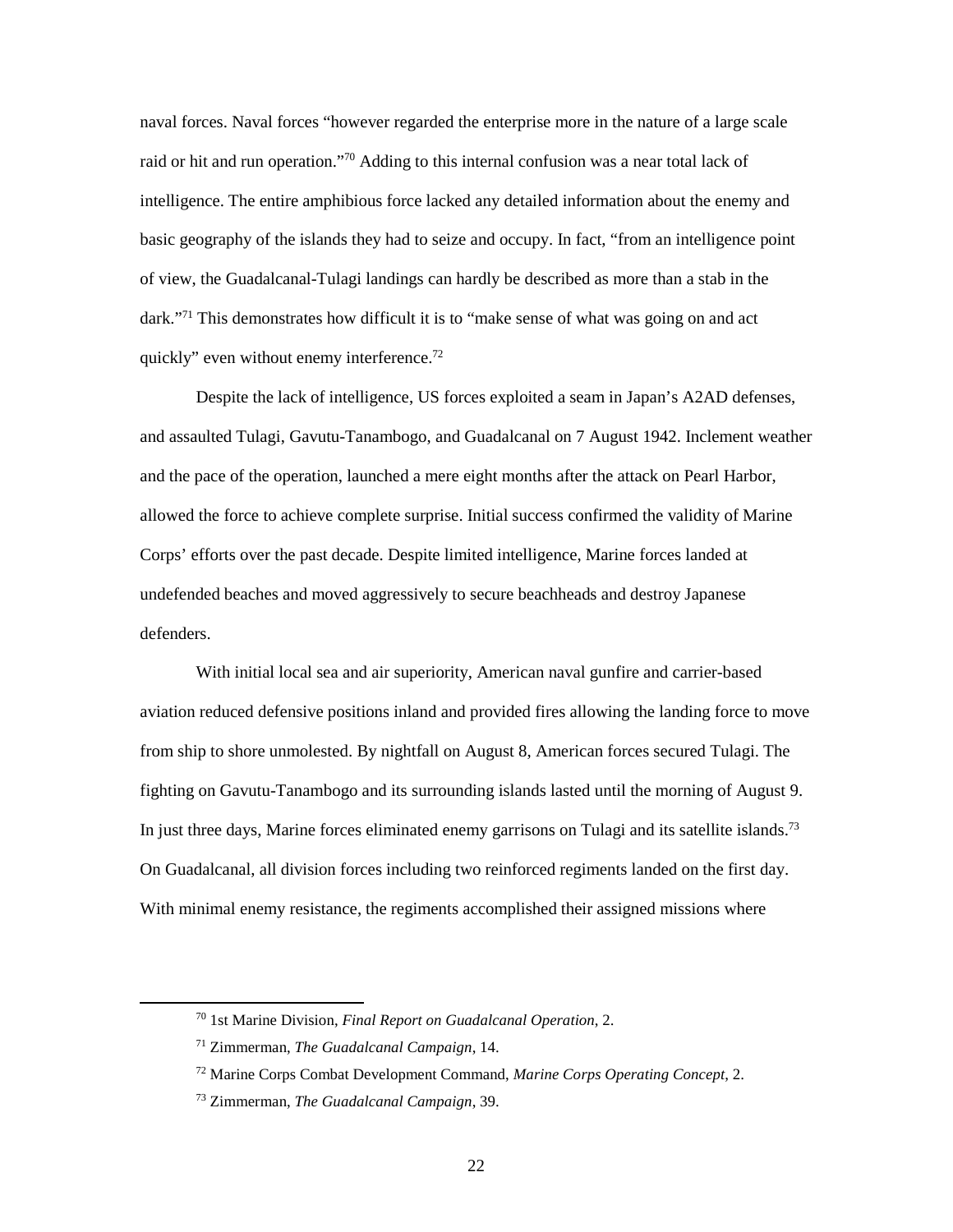naval forces. Naval forces "however regarded the enterprise more in the nature of a large scale raid or hit and run operation."[70] Adding to this internal confusion was a near total lack of intelligence. The entire amphibious force lacked any detailed information about the enemy and basic geography of the islands they had to seize and occupy. In fact, "from an intelligence point of view, the Guadalcanal-Tulagi landings can hardly be described as more than a stab in the dark."[71] This demonstrates how difficult it is to "make sense of what was going on and act quickly" even without enemy interference.[72]

Despite the lack of intelligence, US forces exploited a seam in Japan's A2AD defenses, and assaulted Tulagi, Gavutu-Tanambogo, and Guadalcanal on 7 August 1942. Inclement weather and the pace of the operation, launched a mere eight months after the attack on Pearl Harbor, allowed the force to achieve complete surprise. Initial success confirmed the validity of Marine Corps' efforts over the past decade. Despite limited intelligence, Marine forces landed at undefended beaches and moved aggressively to secure beachheads and destroy Japanese defenders.

With initial local sea and air superiority, American naval gunfire and carrier-based aviation reduced defensive positions inland and provided fires allowing the landing force to move from ship to shore unmolested. By nightfall on August 8, American forces secured Tulagi. The fighting on Gavutu-Tanambogo and its surrounding islands lasted until the morning of August 9. In just three days, Marine forces eliminated enemy garrisons on Tulagi and its satellite islands.[73] On Guadalcanal, all division forces including two reinforced regiments landed on the first day. With minimal enemy resistance, the regiments accomplished their assigned missions where

---

[70] 1st Marine Division, *Final Report on Guadalcanal Operation*, 2.

[71] Zimmerman, *The Guadalcanal Campaign*, 14.

[72] Marine Corps Combat Development Command, *Marine Corps Operating Concept*, 2.

[73] Zimmerman, *The Guadalcanal Campaign*, 39.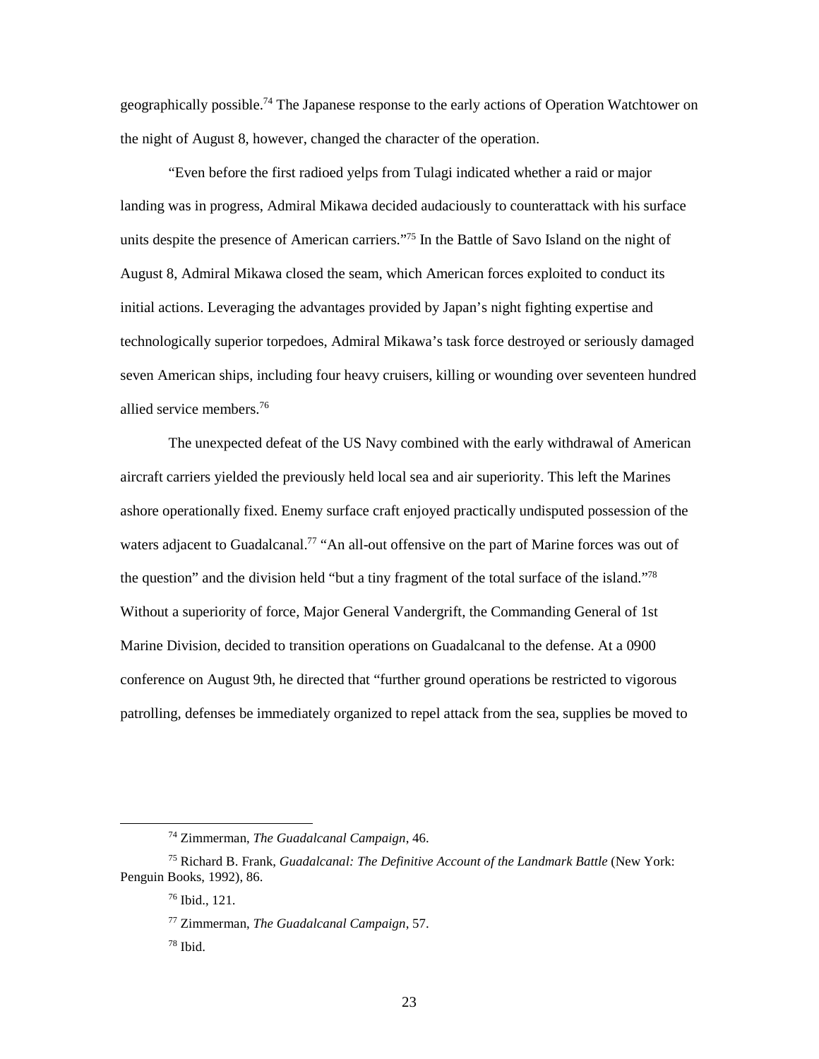geographically possible.[74] The Japanese response to the early actions of Operation Watchtower on the night of August 8, however, changed the character of the operation.

"Even before the first radioed yelps from Tulagi indicated whether a raid or major landing was in progress, Admiral Mikawa decided audaciously to counterattack with his surface units despite the presence of American carriers."[75] In the Battle of Savo Island on the night of August 8, Admiral Mikawa closed the seam, which American forces exploited to conduct its initial actions. Leveraging the advantages provided by Japan's night fighting expertise and technologically superior torpedoes, Admiral Mikawa's task force destroyed or seriously damaged seven American ships, including four heavy cruisers, killing or wounding over seventeen hundred allied service members.[76]

The unexpected defeat of the US Navy combined with the early withdrawal of American aircraft carriers yielded the previously held local sea and air superiority. This left the Marines ashore operationally fixed. Enemy surface craft enjoyed practically undisputed possession of the waters adjacent to Guadalcanal.[77] "An all-out offensive on the part of Marine forces was out of the question" and the division held "but a tiny fragment of the total surface of the island."[78] Without a superiority of force, Major General Vandergrift, the Commanding General of 1st Marine Division, decided to transition operations on Guadalcanal to the defense. At a 0900 conference on August 9th, he directed that "further ground operations be restricted to vigorous patrolling, defenses be immediately organized to repel attack from the sea, supplies be moved to

---

[74] Zimmerman, *The Guadalcanal Campaign*, 46.

[75] Richard B. Frank, *Guadalcanal: The Definitive Account of the Landmark Battle* (New York: Penguin Books, 1992), 86.

[76] Ibid., 121.

[77] Zimmerman, *The Guadalcanal Campaign*, 57.

[78] Ibid.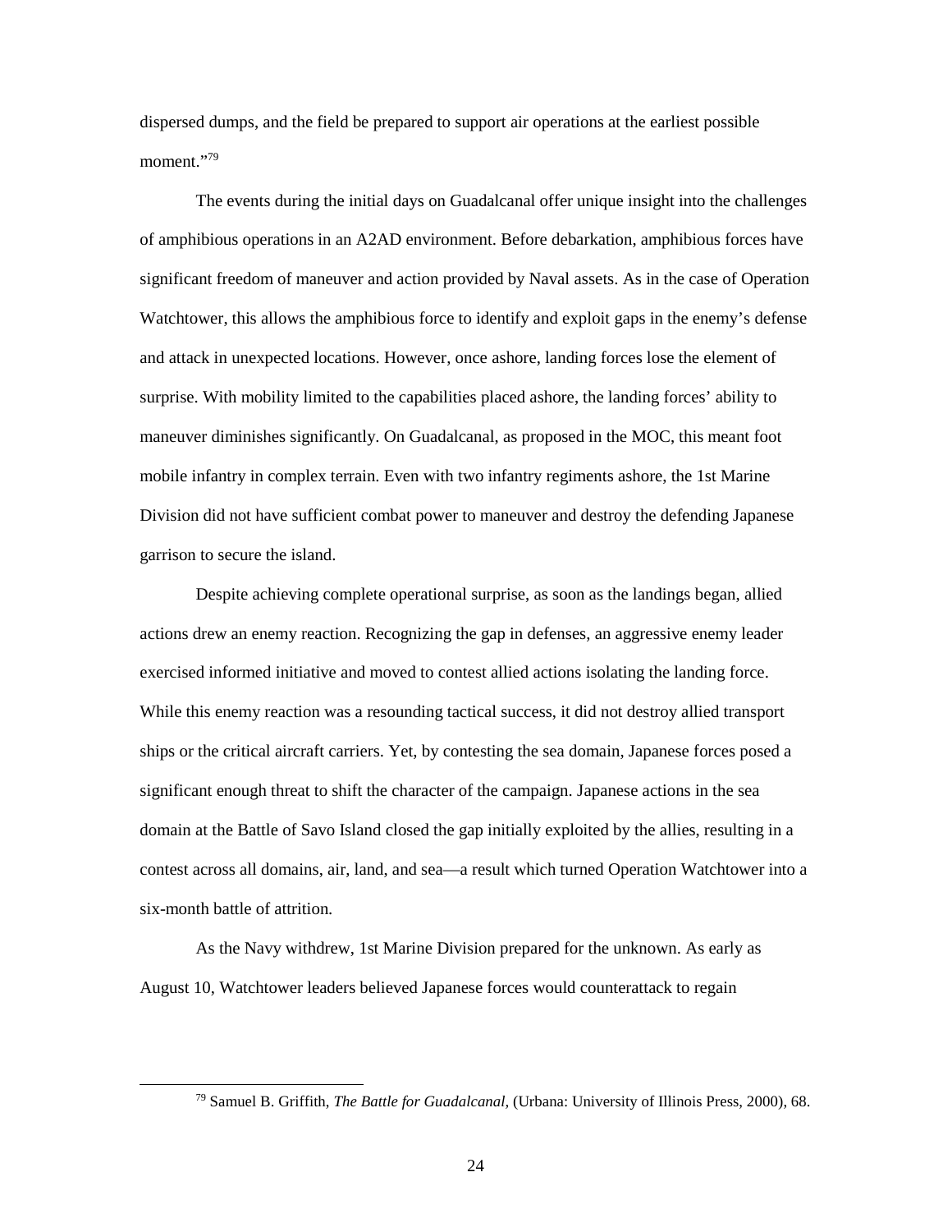dispersed dumps, and the field be prepared to support air operations at the earliest possible moment."[79]

The events during the initial days on Guadalcanal offer unique insight into the challenges of amphibious operations in an A2AD environment. Before debarkation, amphibious forces have significant freedom of maneuver and action provided by Naval assets. As in the case of Operation Watchtower, this allows the amphibious force to identify and exploit gaps in the enemy's defense and attack in unexpected locations. However, once ashore, landing forces lose the element of surprise. With mobility limited to the capabilities placed ashore, the landing forces' ability to maneuver diminishes significantly. On Guadalcanal, as proposed in the MOC, this meant foot mobile infantry in complex terrain. Even with two infantry regiments ashore, the 1st Marine Division did not have sufficient combat power to maneuver and destroy the defending Japanese garrison to secure the island.

Despite achieving complete operational surprise, as soon as the landings began, allied actions drew an enemy reaction. Recognizing the gap in defenses, an aggressive enemy leader exercised informed initiative and moved to contest allied actions isolating the landing force. While this enemy reaction was a resounding tactical success, it did not destroy allied transport ships or the critical aircraft carriers. Yet, by contesting the sea domain, Japanese forces posed a significant enough threat to shift the character of the campaign. Japanese actions in the sea domain at the Battle of Savo Island closed the gap initially exploited by the allies, resulting in a contest across all domains, air, land, and sea—a result which turned Operation Watchtower into a six-month battle of attrition.

As the Navy withdrew, 1st Marine Division prepared for the unknown. As early as August 10, Watchtower leaders believed Japanese forces would counterattack to regain

---

[79] Samuel B. Griffith, *The Battle for Guadalcanal,* (Urbana: University of Illinois Press, 2000), 68.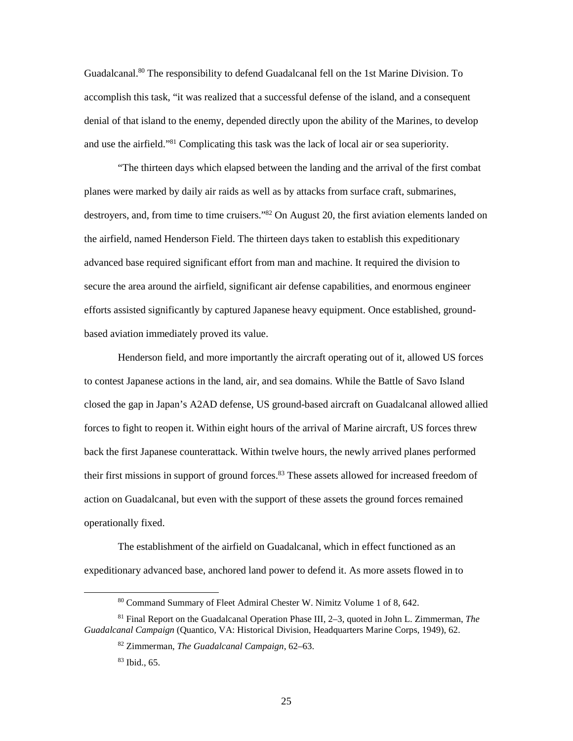Guadalcanal.[80] The responsibility to defend Guadalcanal fell on the 1st Marine Division. To accomplish this task, "it was realized that a successful defense of the island, and a consequent denial of that island to the enemy, depended directly upon the ability of the Marines, to develop and use the airfield."[81] Complicating this task was the lack of local air or sea superiority.

"The thirteen days which elapsed between the landing and the arrival of the first combat planes were marked by daily air raids as well as by attacks from surface craft, submarines, destroyers, and, from time to time cruisers."[82] On August 20, the first aviation elements landed on the airfield, named Henderson Field. The thirteen days taken to establish this expeditionary advanced base required significant effort from man and machine. It required the division to secure the area around the airfield, significant air defense capabilities, and enormous engineer efforts assisted significantly by captured Japanese heavy equipment. Once established, ground-based aviation immediately proved its value.

Henderson field, and more importantly the aircraft operating out of it, allowed US forces to contest Japanese actions in the land, air, and sea domains. While the Battle of Savo Island closed the gap in Japan's A2AD defense, US ground-based aircraft on Guadalcanal allowed allied forces to fight to reopen it. Within eight hours of the arrival of Marine aircraft, US forces threw back the first Japanese counterattack. Within twelve hours, the newly arrived planes performed their first missions in support of ground forces.[83] These assets allowed for increased freedom of action on Guadalcanal, but even with the support of these assets the ground forces remained operationally fixed.

The establishment of the airfield on Guadalcanal, which in effect functioned as an expeditionary advanced base, anchored land power to defend it. As more assets flowed in to

---

[80] Command Summary of Fleet Admiral Chester W. Nimitz Volume 1 of 8, 642.

[81] Final Report on the Guadalcanal Operation Phase III, 2–3, quoted in John L. Zimmerman, *The Guadalcanal Campaign* (Quantico, VA: Historical Division, Headquarters Marine Corps, 1949), 62.

[82] Zimmerman, *The Guadalcanal Campaign*, 62–63.

[83] Ibid., 65.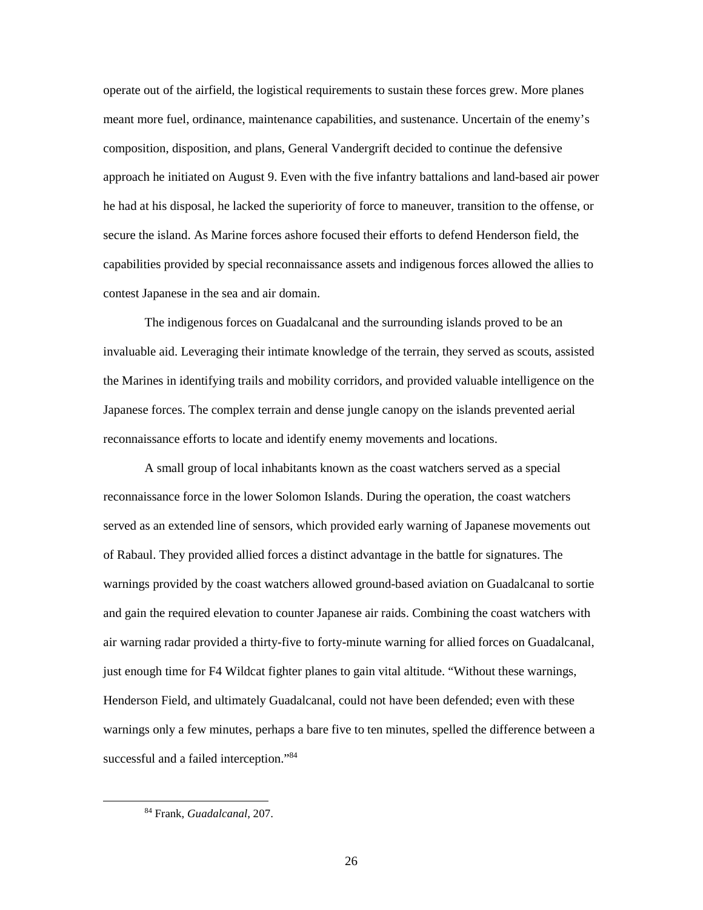operate out of the airfield, the logistical requirements to sustain these forces grew. More planes meant more fuel, ordinance, maintenance capabilities, and sustenance. Uncertain of the enemy's composition, disposition, and plans, General Vandergrift decided to continue the defensive approach he initiated on August 9. Even with the five infantry battalions and land-based air power he had at his disposal, he lacked the superiority of force to maneuver, transition to the offense, or secure the island. As Marine forces ashore focused their efforts to defend Henderson field, the capabilities provided by special reconnaissance assets and indigenous forces allowed the allies to contest Japanese in the sea and air domain.

The indigenous forces on Guadalcanal and the surrounding islands proved to be an invaluable aid. Leveraging their intimate knowledge of the terrain, they served as scouts, assisted the Marines in identifying trails and mobility corridors, and provided valuable intelligence on the Japanese forces. The complex terrain and dense jungle canopy on the islands prevented aerial reconnaissance efforts to locate and identify enemy movements and locations.

A small group of local inhabitants known as the coast watchers served as a special reconnaissance force in the lower Solomon Islands. During the operation, the coast watchers served as an extended line of sensors, which provided early warning of Japanese movements out of Rabaul. They provided allied forces a distinct advantage in the battle for signatures. The warnings provided by the coast watchers allowed ground-based aviation on Guadalcanal to sortie and gain the required elevation to counter Japanese air raids. Combining the coast watchers with air warning radar provided a thirty-five to forty-minute warning for allied forces on Guadalcanal, just enough time for F4 Wildcat fighter planes to gain vital altitude. "Without these warnings, Henderson Field, and ultimately Guadalcanal, could not have been defended; even with these warnings only a few minutes, perhaps a bare five to ten minutes, spelled the difference between a successful and a failed interception."[84]

[84] Frank, *Guadalcanal*, 207.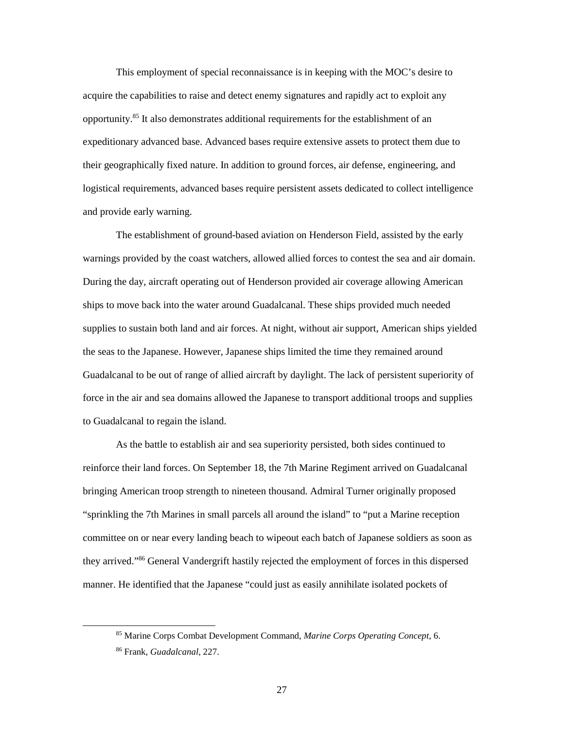This employment of special reconnaissance is in keeping with the MOC's desire to acquire the capabilities to raise and detect enemy signatures and rapidly act to exploit any opportunity.[85] It also demonstrates additional requirements for the establishment of an expeditionary advanced base. Advanced bases require extensive assets to protect them due to their geographically fixed nature. In addition to ground forces, air defense, engineering, and logistical requirements, advanced bases require persistent assets dedicated to collect intelligence and provide early warning.

The establishment of ground-based aviation on Henderson Field, assisted by the early warnings provided by the coast watchers, allowed allied forces to contest the sea and air domain. During the day, aircraft operating out of Henderson provided air coverage allowing American ships to move back into the water around Guadalcanal. These ships provided much needed supplies to sustain both land and air forces. At night, without air support, American ships yielded the seas to the Japanese. However, Japanese ships limited the time they remained around Guadalcanal to be out of range of allied aircraft by daylight. The lack of persistent superiority of force in the air and sea domains allowed the Japanese to transport additional troops and supplies to Guadalcanal to regain the island.

As the battle to establish air and sea superiority persisted, both sides continued to reinforce their land forces. On September 18, the 7th Marine Regiment arrived on Guadalcanal bringing American troop strength to nineteen thousand. Admiral Turner originally proposed "sprinkling the 7th Marines in small parcels all around the island" to "put a Marine reception committee on or near every landing beach to wipeout each batch of Japanese soldiers as soon as they arrived."[86] General Vandergrift hastily rejected the employment of forces in this dispersed manner. He identified that the Japanese "could just as easily annihilate isolated pockets of

---

[85] Marine Corps Combat Development Command, *Marine Corps Operating Concept*, 6.

[86] Frank, *Guadalcanal*, 227.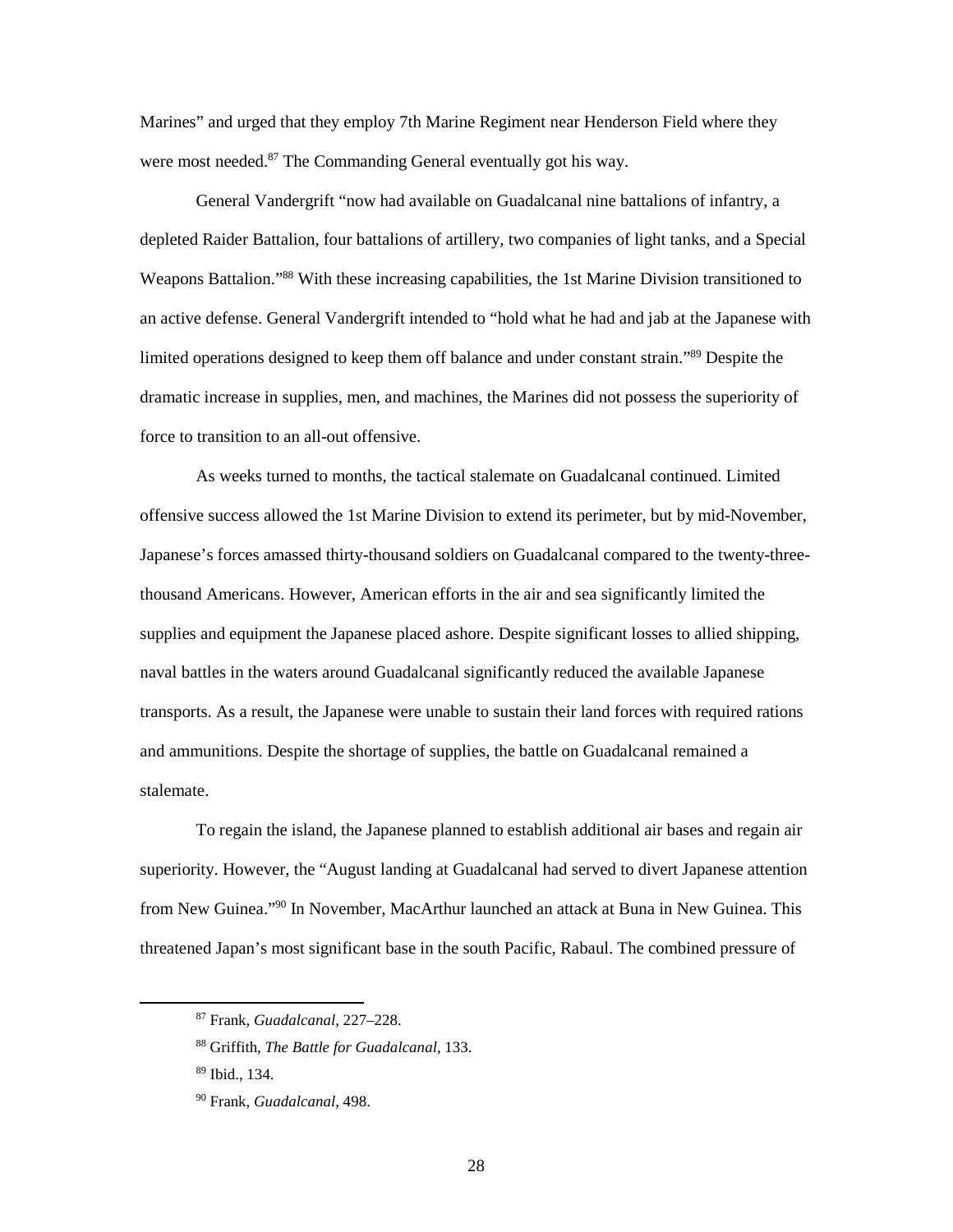Marines" and urged that they employ 7th Marine Regiment near Henderson Field where they were most needed.[87] The Commanding General eventually got his way.

General Vandergrift "now had available on Guadalcanal nine battalions of infantry, a depleted Raider Battalion, four battalions of artillery, two companies of light tanks, and a Special Weapons Battalion."[88] With these increasing capabilities, the 1st Marine Division transitioned to an active defense. General Vandergrift intended to "hold what he had and jab at the Japanese with limited operations designed to keep them off balance and under constant strain."[89] Despite the dramatic increase in supplies, men, and machines, the Marines did not possess the superiority of force to transition to an all-out offensive.

As weeks turned to months, the tactical stalemate on Guadalcanal continued. Limited offensive success allowed the 1st Marine Division to extend its perimeter, but by mid-November, Japanese's forces amassed thirty-thousand soldiers on Guadalcanal compared to the twenty-three-thousand Americans. However, American efforts in the air and sea significantly limited the supplies and equipment the Japanese placed ashore. Despite significant losses to allied shipping, naval battles in the waters around Guadalcanal significantly reduced the available Japanese transports. As a result, the Japanese were unable to sustain their land forces with required rations and ammunitions. Despite the shortage of supplies, the battle on Guadalcanal remained a stalemate.

To regain the island, the Japanese planned to establish additional air bases and regain air superiority. However, the "August landing at Guadalcanal had served to divert Japanese attention from New Guinea."[90] In November, MacArthur launched an attack at Buna in New Guinea. This threatened Japan's most significant base in the south Pacific, Rabaul. The combined pressure of

---

[87] Frank, *Guadalcanal*, 227–228.

[88] Griffith, *The Battle for Guadalcanal*, 133.

[89] Ibid., 134.

[90] Frank, *Guadalcanal*, 498.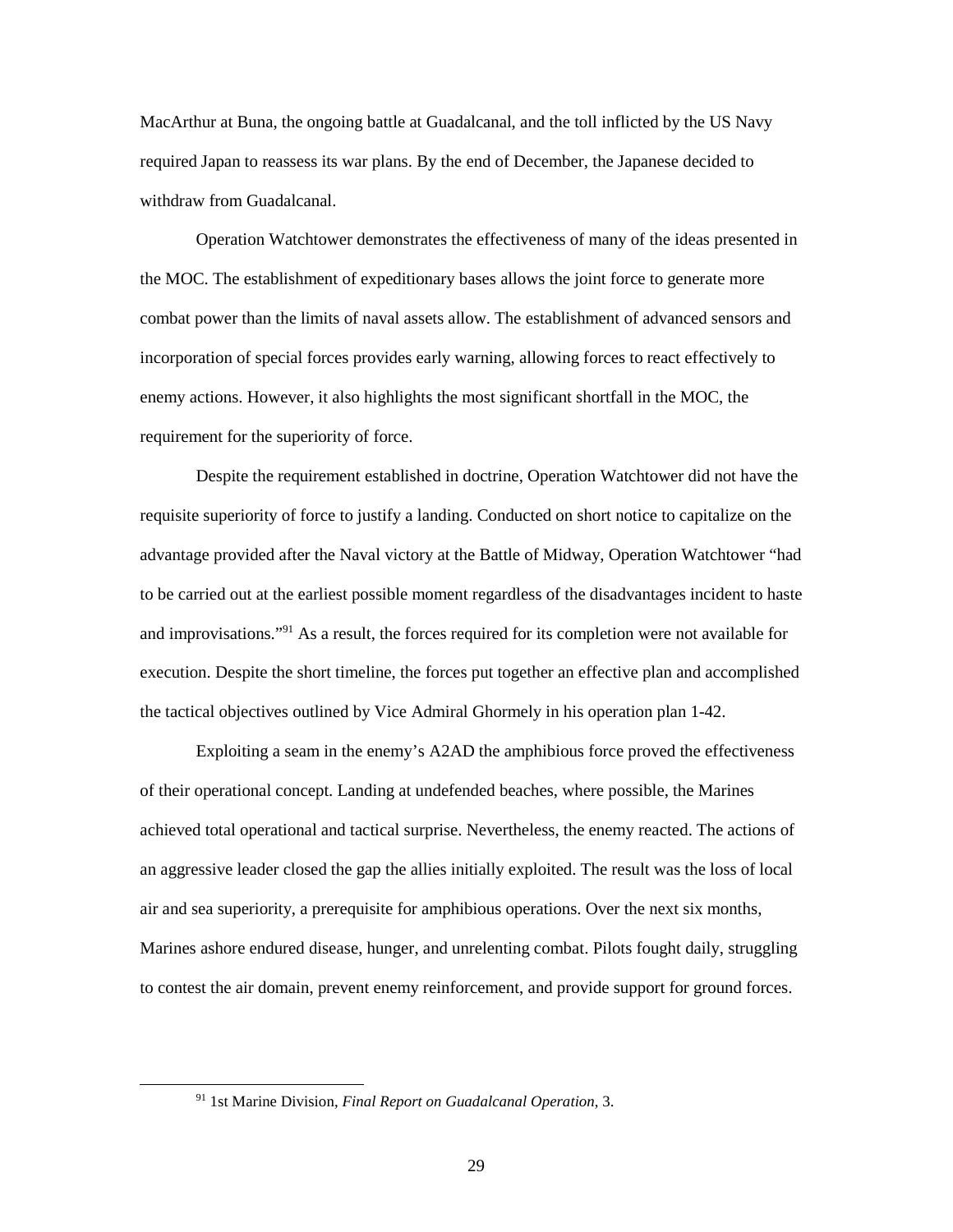MacArthur at Buna, the ongoing battle at Guadalcanal, and the toll inflicted by the US Navy required Japan to reassess its war plans. By the end of December, the Japanese decided to withdraw from Guadalcanal.

Operation Watchtower demonstrates the effectiveness of many of the ideas presented in the MOC. The establishment of expeditionary bases allows the joint force to generate more combat power than the limits of naval assets allow. The establishment of advanced sensors and incorporation of special forces provides early warning, allowing forces to react effectively to enemy actions. However, it also highlights the most significant shortfall in the MOC, the requirement for the superiority of force.

Despite the requirement established in doctrine, Operation Watchtower did not have the requisite superiority of force to justify a landing. Conducted on short notice to capitalize on the advantage provided after the Naval victory at the Battle of Midway, Operation Watchtower "had to be carried out at the earliest possible moment regardless of the disadvantages incident to haste and improvisations."[91] As a result, the forces required for its completion were not available for execution. Despite the short timeline, the forces put together an effective plan and accomplished the tactical objectives outlined by Vice Admiral Ghormely in his operation plan 1-42.

Exploiting a seam in the enemy's A2AD the amphibious force proved the effectiveness of their operational concept. Landing at undefended beaches, where possible, the Marines achieved total operational and tactical surprise. Nevertheless, the enemy reacted. The actions of an aggressive leader closed the gap the allies initially exploited. The result was the loss of local air and sea superiority, a prerequisite for amphibious operations. Over the next six months, Marines ashore endured disease, hunger, and unrelenting combat. Pilots fought daily, struggling to contest the air domain, prevent enemy reinforcement, and provide support for ground forces.

---

[91] 1st Marine Division, *Final Report on Guadalcanal Operation*, 3.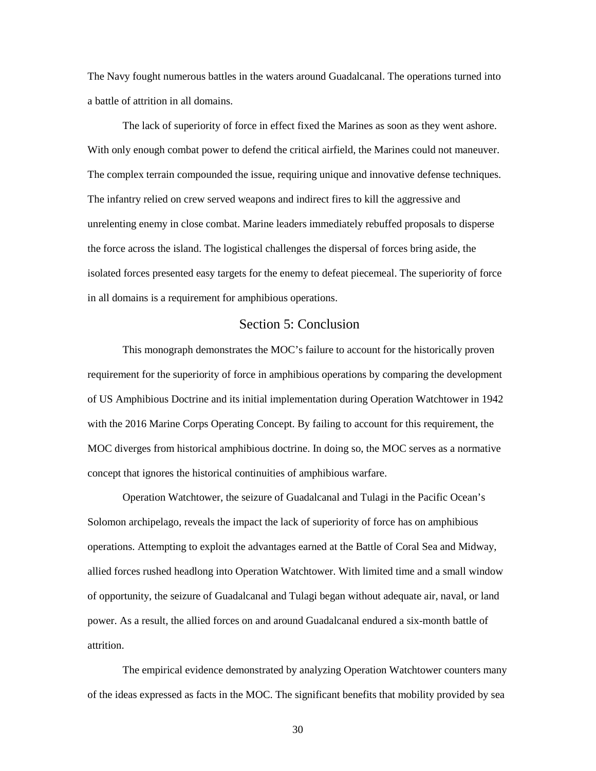The Navy fought numerous battles in the waters around Guadalcanal. The operations turned into a battle of attrition in all domains.

The lack of superiority of force in effect fixed the Marines as soon as they went ashore. With only enough combat power to defend the critical airfield, the Marines could not maneuver. The complex terrain compounded the issue, requiring unique and innovative defense techniques. The infantry relied on crew served weapons and indirect fires to kill the aggressive and unrelenting enemy in close combat. Marine leaders immediately rebuffed proposals to disperse the force across the island. The logistical challenges the dispersal of forces bring aside, the isolated forces presented easy targets for the enemy to defeat piecemeal. The superiority of force in all domains is a requirement for amphibious operations.

## Section 5: Conclusion

This monograph demonstrates the MOC's failure to account for the historically proven requirement for the superiority of force in amphibious operations by comparing the development of US Amphibious Doctrine and its initial implementation during Operation Watchtower in 1942 with the 2016 Marine Corps Operating Concept. By failing to account for this requirement, the MOC diverges from historical amphibious doctrine. In doing so, the MOC serves as a normative concept that ignores the historical continuities of amphibious warfare.

Operation Watchtower, the seizure of Guadalcanal and Tulagi in the Pacific Ocean's Solomon archipelago, reveals the impact the lack of superiority of force has on amphibious operations. Attempting to exploit the advantages earned at the Battle of Coral Sea and Midway, allied forces rushed headlong into Operation Watchtower. With limited time and a small window of opportunity, the seizure of Guadalcanal and Tulagi began without adequate air, naval, or land power. As a result, the allied forces on and around Guadalcanal endured a six-month battle of attrition.

The empirical evidence demonstrated by analyzing Operation Watchtower counters many of the ideas expressed as facts in the MOC. The significant benefits that mobility provided by sea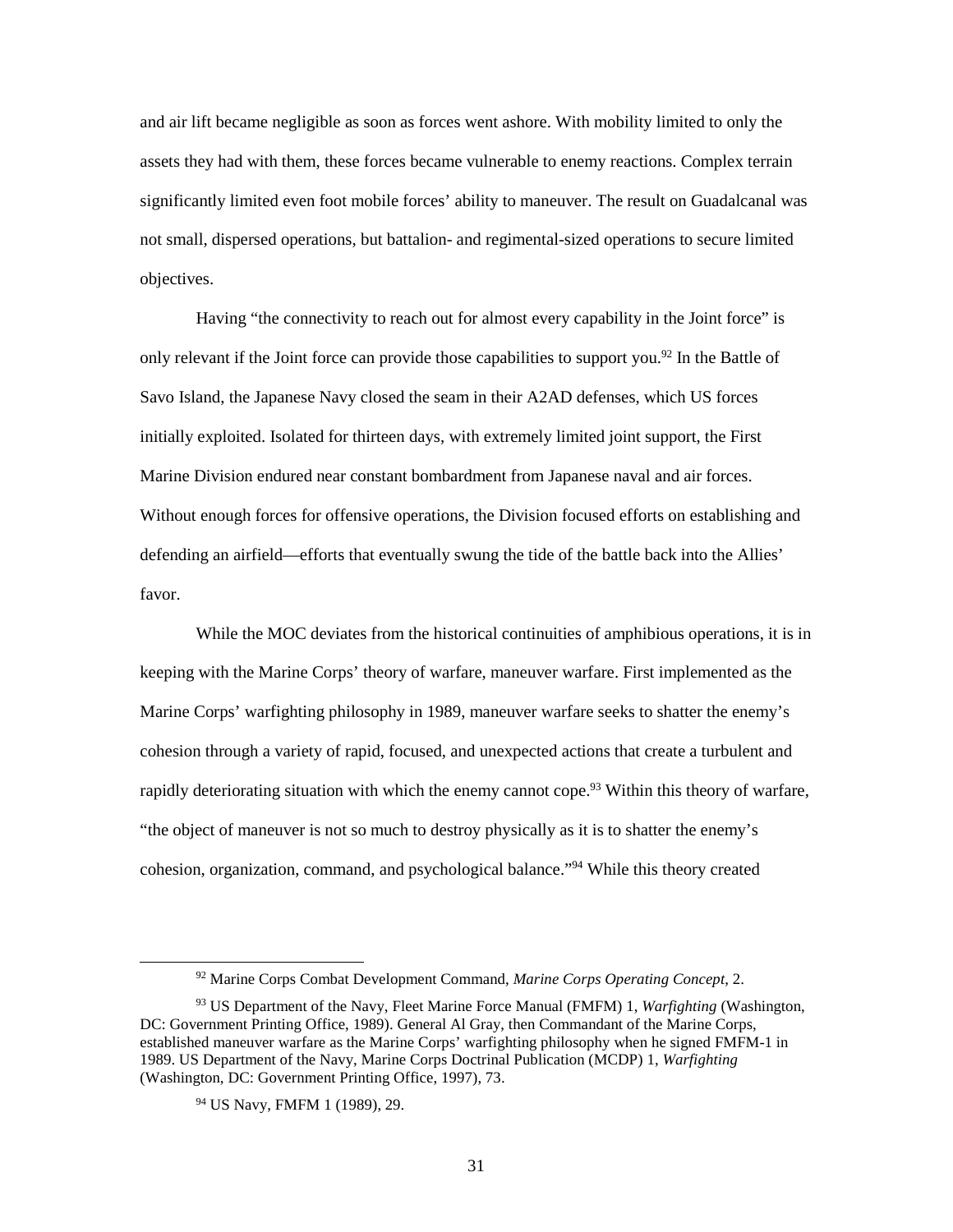and air lift became negligible as soon as forces went ashore. With mobility limited to only the assets they had with them, these forces became vulnerable to enemy reactions. Complex terrain significantly limited even foot mobile forces' ability to maneuver. The result on Guadalcanal was not small, dispersed operations, but battalion- and regimental-sized operations to secure limited objectives.

Having "the connectivity to reach out for almost every capability in the Joint force" is only relevant if the Joint force can provide those capabilities to support you.[92] In the Battle of Savo Island, the Japanese Navy closed the seam in their A2AD defenses, which US forces initially exploited. Isolated for thirteen days, with extremely limited joint support, the First Marine Division endured near constant bombardment from Japanese naval and air forces. Without enough forces for offensive operations, the Division focused efforts on establishing and defending an airfield—efforts that eventually swung the tide of the battle back into the Allies' favor.

While the MOC deviates from the historical continuities of amphibious operations, it is in keeping with the Marine Corps' theory of warfare, maneuver warfare. First implemented as the Marine Corps' warfighting philosophy in 1989, maneuver warfare seeks to shatter the enemy's cohesion through a variety of rapid, focused, and unexpected actions that create a turbulent and rapidly deteriorating situation with which the enemy cannot cope.[93] Within this theory of warfare, "the object of maneuver is not so much to destroy physically as it is to shatter the enemy's cohesion, organization, command, and psychological balance."[94] While this theory created

---

[92] Marine Corps Combat Development Command, *Marine Corps Operating Concept*, 2.

[93] US Department of the Navy, Fleet Marine Force Manual (FMFM) 1, *Warfighting* (Washington, DC: Government Printing Office, 1989). General Al Gray, then Commandant of the Marine Corps, established maneuver warfare as the Marine Corps' warfighting philosophy when he signed FMFM-1 in 1989. US Department of the Navy, Marine Corps Doctrinal Publication (MCDP) 1, *Warfighting* (Washington, DC: Government Printing Office, 1997), 73.

[94] US Navy, FMFM 1 (1989), 29.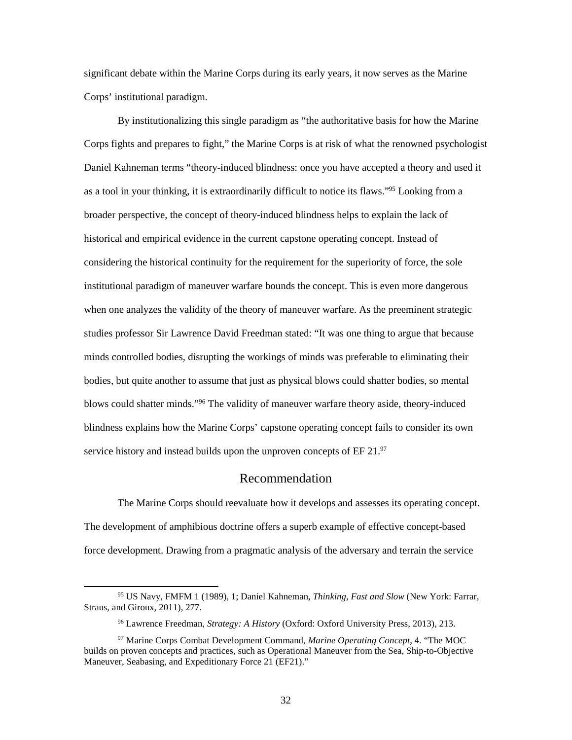significant debate within the Marine Corps during its early years, it now serves as the Marine Corps' institutional paradigm.

By institutionalizing this single paradigm as "the authoritative basis for how the Marine Corps fights and prepares to fight," the Marine Corps is at risk of what the renowned psychologist Daniel Kahneman terms "theory-induced blindness: once you have accepted a theory and used it as a tool in your thinking, it is extraordinarily difficult to notice its flaws."[95] Looking from a broader perspective, the concept of theory-induced blindness helps to explain the lack of historical and empirical evidence in the current capstone operating concept. Instead of considering the historical continuity for the requirement for the superiority of force, the sole institutional paradigm of maneuver warfare bounds the concept. This is even more dangerous when one analyzes the validity of the theory of maneuver warfare. As the preeminent strategic studies professor Sir Lawrence David Freedman stated: "It was one thing to argue that because minds controlled bodies, disrupting the workings of minds was preferable to eliminating their bodies, but quite another to assume that just as physical blows could shatter bodies, so mental blows could shatter minds."[96] The validity of maneuver warfare theory aside, theory-induced blindness explains how the Marine Corps' capstone operating concept fails to consider its own service history and instead builds upon the unproven concepts of EF 21.[97]

## Recommendation

The Marine Corps should reevaluate how it develops and assesses its operating concept. The development of amphibious doctrine offers a superb example of effective concept-based force development. Drawing from a pragmatic analysis of the adversary and terrain the service

---

[95] US Navy, FMFM 1 (1989), 1; Daniel Kahneman, *Thinking, Fast and Slow* (New York: Farrar, Straus, and Giroux, 2011), 277.

[96] Lawrence Freedman, *Strategy: A History* (Oxford: Oxford University Press, 2013), 213.

[97] Marine Corps Combat Development Command, *Marine Operating Concept*, 4. "The MOC builds on proven concepts and practices, such as Operational Maneuver from the Sea, Ship-to-Objective Maneuver, Seabasing, and Expeditionary Force 21 (EF21)."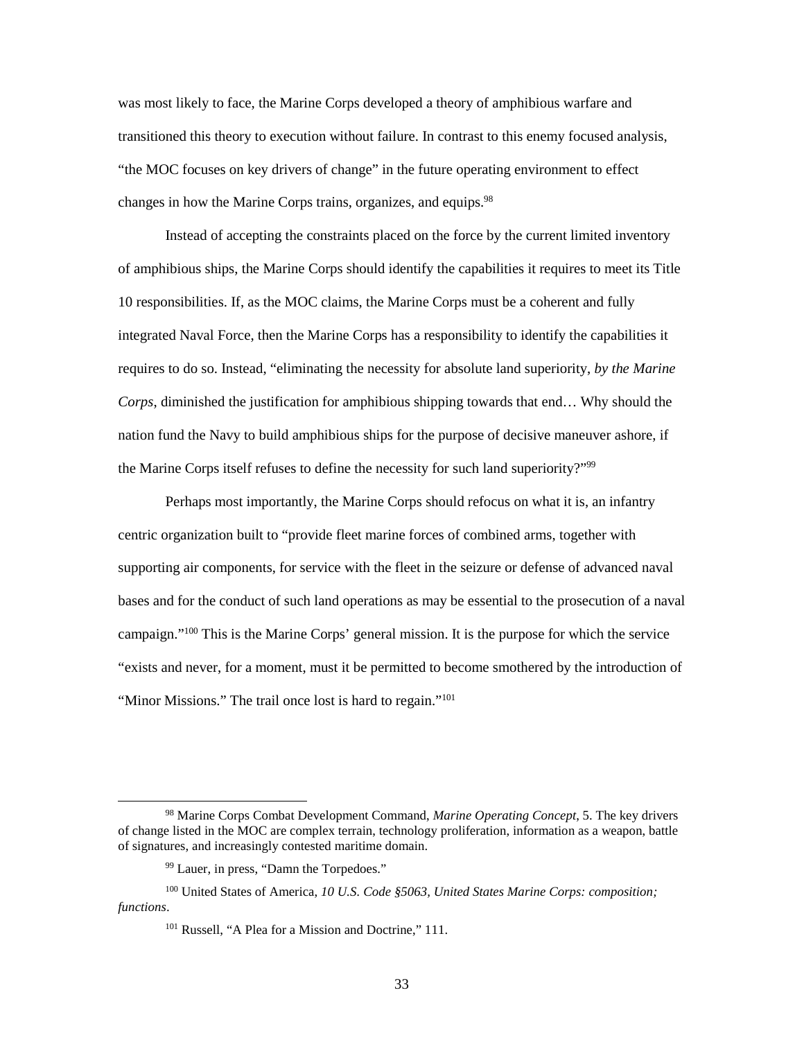was most likely to face, the Marine Corps developed a theory of amphibious warfare and transitioned this theory to execution without failure. In contrast to this enemy focused analysis, "the MOC focuses on key drivers of change" in the future operating environment to effect changes in how the Marine Corps trains, organizes, and equips.[98]

Instead of accepting the constraints placed on the force by the current limited inventory of amphibious ships, the Marine Corps should identify the capabilities it requires to meet its Title 10 responsibilities. If, as the MOC claims, the Marine Corps must be a coherent and fully integrated Naval Force, then the Marine Corps has a responsibility to identify the capabilities it requires to do so. Instead, "eliminating the necessity for absolute land superiority, *by the Marine Corps*, diminished the justification for amphibious shipping towards that end… Why should the nation fund the Navy to build amphibious ships for the purpose of decisive maneuver ashore, if the Marine Corps itself refuses to define the necessity for such land superiority?"[99]

Perhaps most importantly, the Marine Corps should refocus on what it is, an infantry centric organization built to "provide fleet marine forces of combined arms, together with supporting air components, for service with the fleet in the seizure or defense of advanced naval bases and for the conduct of such land operations as may be essential to the prosecution of a naval campaign."[100] This is the Marine Corps' general mission. It is the purpose for which the service "exists and never, for a moment, must it be permitted to become smothered by the introduction of "Minor Missions." The trail once lost is hard to regain."[101]

---

[98] Marine Corps Combat Development Command, *Marine Operating Concept*, 5. The key drivers of change listed in the MOC are complex terrain, technology proliferation, information as a weapon, battle of signatures, and increasingly contested maritime domain.

[99] Lauer, in press, "Damn the Torpedoes."

[100] United States of America, *10 U.S. Code §5063, United States Marine Corps: composition; functions*.

[101] Russell, "A Plea for a Mission and Doctrine," 111.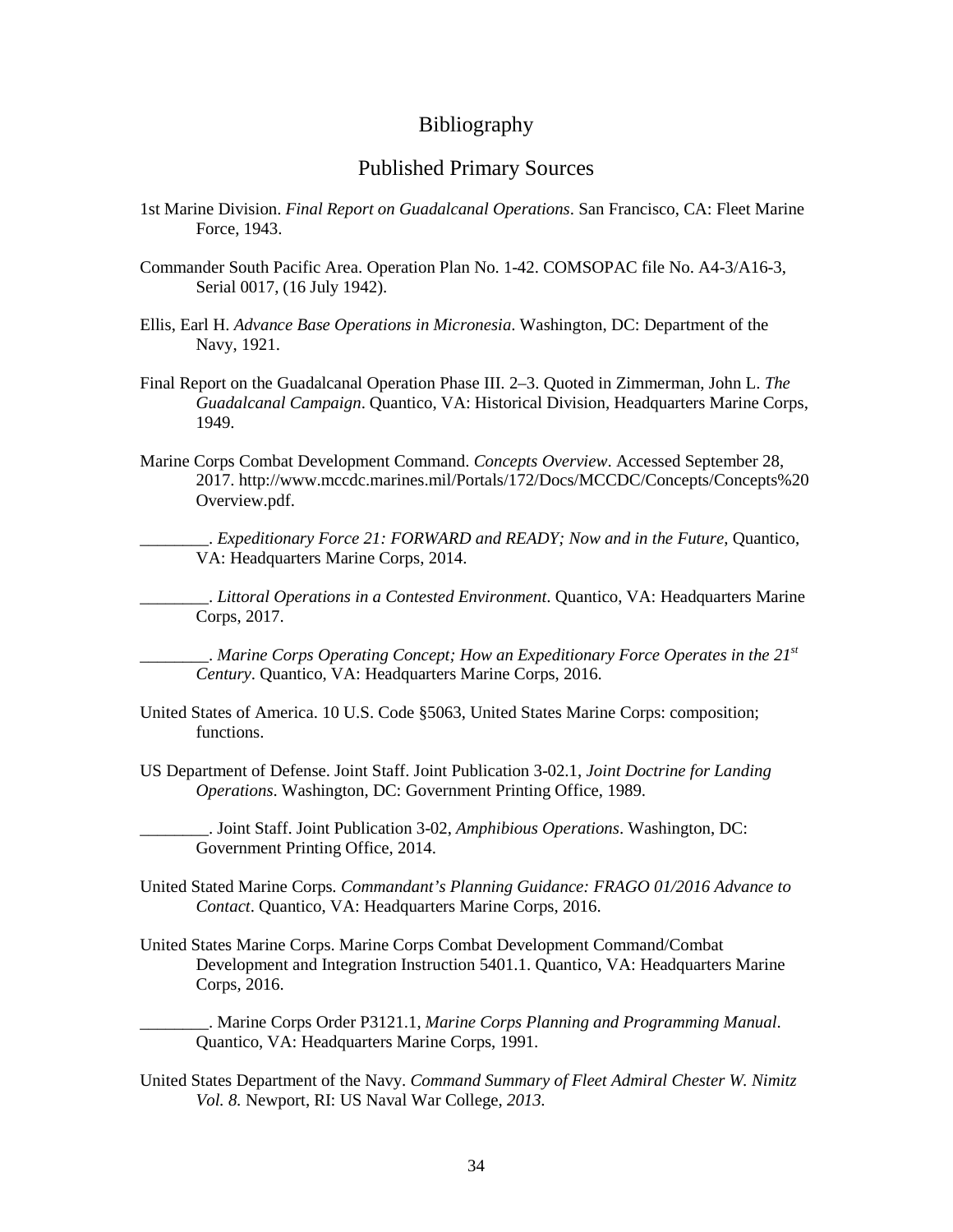# Bibliography

## Published Primary Sources

1st Marine Division. *Final Report on Guadalcanal Operations*. San Francisco, CA: Fleet Marine Force, 1943.

Commander South Pacific Area. Operation Plan No. 1-42. COMSOPAC file No. A4-3/A16-3, Serial 0017, (16 July 1942).

Ellis, Earl H. *Advance Base Operations in Micronesia*. Washington, DC: Department of the Navy, 1921.

Final Report on the Guadalcanal Operation Phase III. 2–3. Quoted in Zimmerman, John L. *The Guadalcanal Campaign*. Quantico, VA: Historical Division, Headquarters Marine Corps, 1949.

Marine Corps Combat Development Command. *Concepts Overview*. Accessed September 28, 2017. http://www.mccdc.marines.mil/Portals/172/Docs/MCCDC/Concepts/Concepts%20Overview.pdf.

________. *Expeditionary Force 21: FORWARD and READY; Now and in the Future*, Quantico, VA: Headquarters Marine Corps, 2014.

________. *Littoral Operations in a Contested Environment*. Quantico, VA: Headquarters Marine Corps, 2017.

________. *Marine Corps Operating Concept; How an Expeditionary Force Operates in the 21st Century*. Quantico, VA: Headquarters Marine Corps, 2016.

United States of America. 10 U.S. Code §5063, United States Marine Corps: composition; functions.

US Department of Defense. Joint Staff. Joint Publication 3-02.1, *Joint Doctrine for Landing Operations*. Washington, DC: Government Printing Office, 1989.

________. Joint Staff. Joint Publication 3-02, *Amphibious Operations*. Washington, DC: Government Printing Office, 2014.

United Stated Marine Corps. *Commandant's Planning Guidance: FRAGO 01/2016 Advance to Contact*. Quantico, VA: Headquarters Marine Corps, 2016.

United States Marine Corps. Marine Corps Combat Development Command/Combat Development and Integration Instruction 5401.1. Quantico, VA: Headquarters Marine Corps, 2016.

________. Marine Corps Order P3121.1, *Marine Corps Planning and Programming Manual*. Quantico, VA: Headquarters Marine Corps, 1991.

United States Department of the Navy. *Command Summary of Fleet Admiral Chester W. Nimitz Vol. 8*. Newport, RI: US Naval War College, *2013*.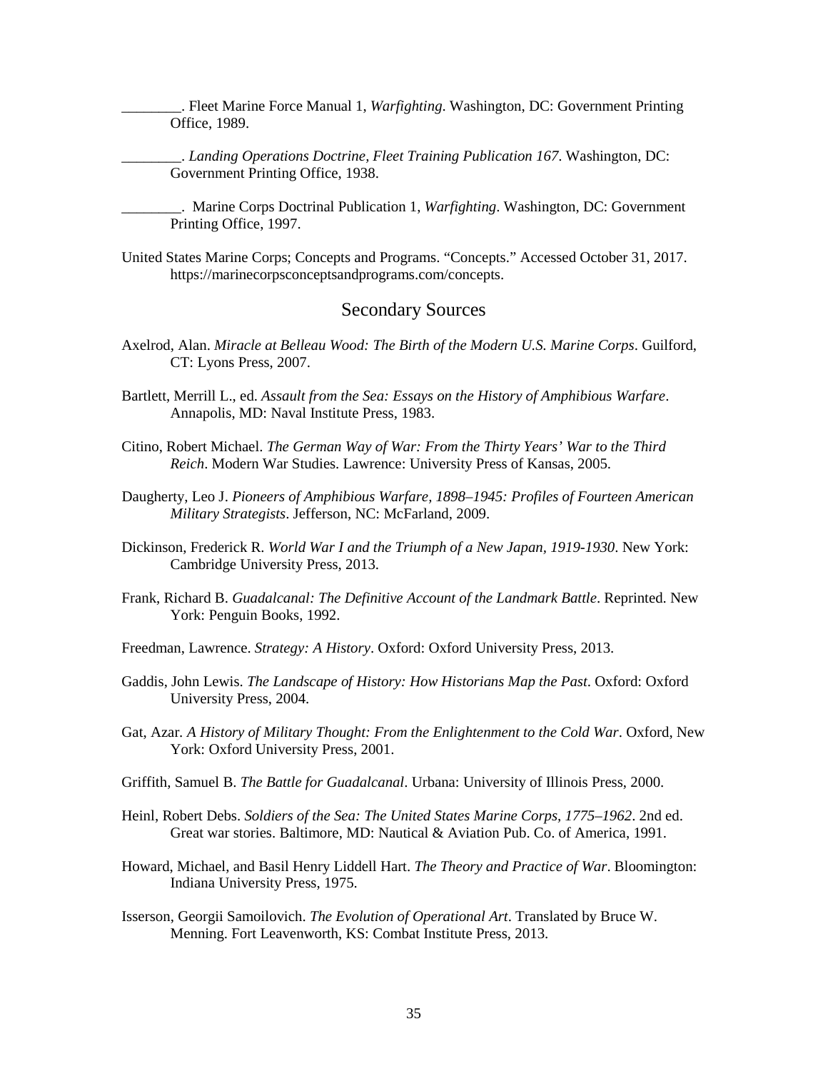________. Fleet Marine Force Manual 1, *Warfighting*. Washington, DC: Government Printing Office, 1989.

________. *Landing Operations Doctrine, Fleet Training Publication 167*. Washington, DC: Government Printing Office, 1938.

________. Marine Corps Doctrinal Publication 1, *Warfighting*. Washington, DC: Government Printing Office, 1997.

United States Marine Corps; Concepts and Programs. "Concepts." Accessed October 31, 2017. https://marinecorpsconceptsandprograms.com/concepts.

## Secondary Sources

Axelrod, Alan. *Miracle at Belleau Wood: The Birth of the Modern U.S. Marine Corps*. Guilford, CT: Lyons Press, 2007.

Bartlett, Merrill L., ed. *Assault from the Sea: Essays on the History of Amphibious Warfare*. Annapolis, MD: Naval Institute Press, 1983.

Citino, Robert Michael. *The German Way of War: From the Thirty Years' War to the Third Reich*. Modern War Studies. Lawrence: University Press of Kansas, 2005.

Daugherty, Leo J. *Pioneers of Amphibious Warfare, 1898–1945: Profiles of Fourteen American Military Strategists*. Jefferson, NC: McFarland, 2009.

Dickinson, Frederick R. *World War I and the Triumph of a New Japan, 1919-1930*. New York: Cambridge University Press, 2013.

Frank, Richard B. *Guadalcanal: The Definitive Account of the Landmark Battle*. Reprinted. New York: Penguin Books, 1992.

Freedman, Lawrence. *Strategy: A History*. Oxford: Oxford University Press, 2013.

Gaddis, John Lewis. *The Landscape of History: How Historians Map the Past*. Oxford: Oxford University Press, 2004.

Gat, Azar. *A History of Military Thought: From the Enlightenment to the Cold War*. Oxford, New York: Oxford University Press, 2001.

Griffith, Samuel B. *The Battle for Guadalcanal*. Urbana: University of Illinois Press, 2000.

Heinl, Robert Debs. *Soldiers of the Sea: The United States Marine Corps, 1775–1962*. 2nd ed. Great war stories. Baltimore, MD: Nautical & Aviation Pub. Co. of America, 1991.

Howard, Michael, and Basil Henry Liddell Hart. *The Theory and Practice of War*. Bloomington: Indiana University Press, 1975.

Isserson, Georgii Samoilovich. *The Evolution of Operational Art*. Translated by Bruce W. Menning. Fort Leavenworth, KS: Combat Institute Press, 2013.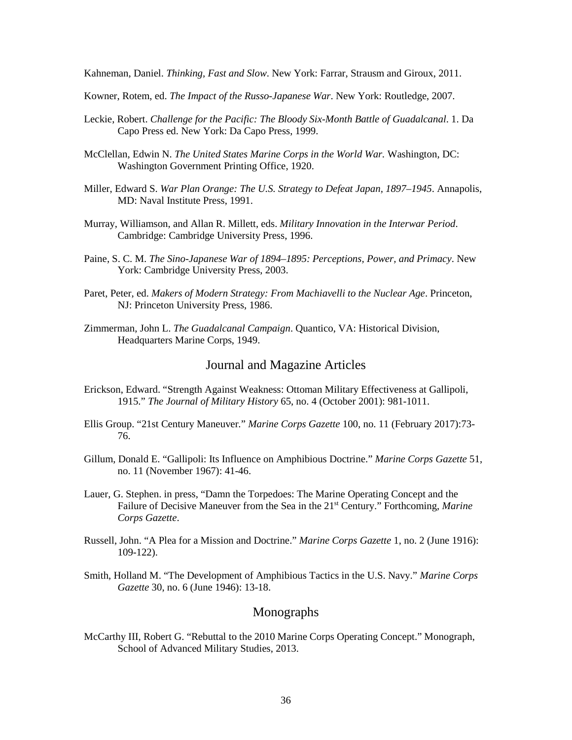Kahneman, Daniel. *Thinking, Fast and Slow*. New York: Farrar, Strausm and Giroux, 2011.

Kowner, Rotem, ed. *The Impact of the Russo-Japanese War*. New York: Routledge, 2007.

Leckie, Robert. *Challenge for the Pacific: The Bloody Six-Month Battle of Guadalcanal*. 1. Da Capo Press ed. New York: Da Capo Press, 1999.

McClellan, Edwin N. *The United States Marine Corps in the World War.* Washington, DC: Washington Government Printing Office, 1920.

Miller, Edward S. *War Plan Orange: The U.S. Strategy to Defeat Japan, 1897–1945*. Annapolis, MD: Naval Institute Press, 1991.

Murray, Williamson, and Allan R. Millett, eds. *Military Innovation in the Interwar Period*. Cambridge: Cambridge University Press, 1996.

Paine, S. C. M. *The Sino-Japanese War of 1894–1895: Perceptions, Power, and Primacy*. New York: Cambridge University Press, 2003.

Paret, Peter, ed. *Makers of Modern Strategy: From Machiavelli to the Nuclear Age*. Princeton, NJ: Princeton University Press, 1986.

Zimmerman, John L. *The Guadalcanal Campaign*. Quantico, VA: Historical Division, Headquarters Marine Corps, 1949.

## Journal and Magazine Articles

Erickson, Edward. "Strength Against Weakness: Ottoman Military Effectiveness at Gallipoli, 1915." *The Journal of Military History* 65, no. 4 (October 2001): 981-1011.

Ellis Group. "21st Century Maneuver." *Marine Corps Gazette* 100, no. 11 (February 2017):73-76.

Gillum, Donald E. "Gallipoli: Its Influence on Amphibious Doctrine." *Marine Corps Gazette* 51, no. 11 (November 1967): 41-46.

Lauer, G. Stephen. in press, "Damn the Torpedoes: The Marine Operating Concept and the Failure of Decisive Maneuver from the Sea in the 21st Century." Forthcoming, *Marine Corps Gazette*.

Russell, John. "A Plea for a Mission and Doctrine." *Marine Corps Gazette* 1, no. 2 (June 1916): 109-122).

Smith, Holland M. "The Development of Amphibious Tactics in the U.S. Navy." *Marine Corps Gazette* 30, no. 6 (June 1946): 13-18.

## Monographs

McCarthy III, Robert G. "Rebuttal to the 2010 Marine Corps Operating Concept." Monograph, School of Advanced Military Studies, 2013.